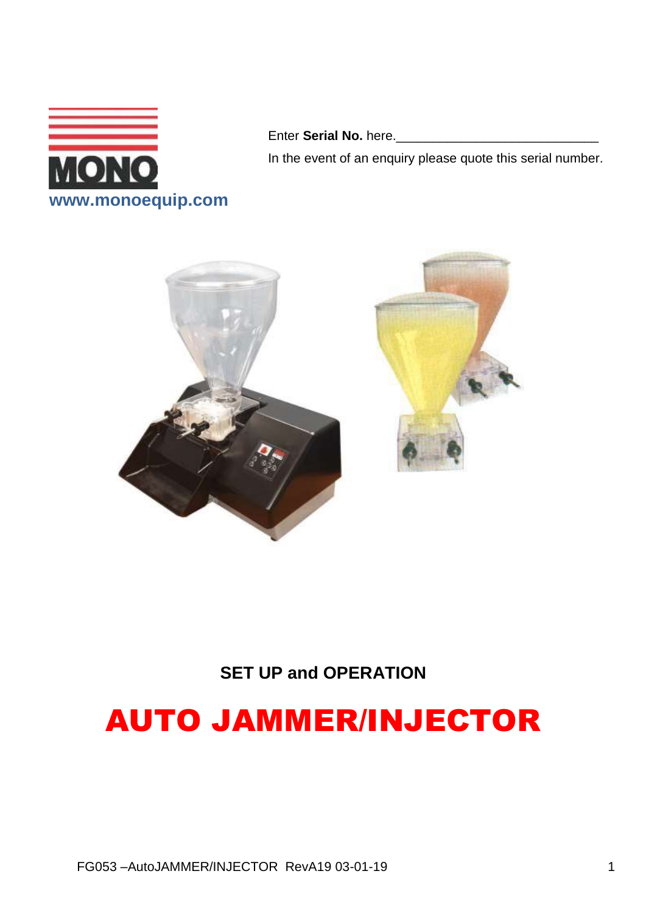MONO
www.monoequip.com

Enter **Serial No.** here.____________________________

In the event of an enquiry please quote this serial number.

**SET UP and OPERATION**

# AUTO JAMMER/INJECTOR

FG053 –AutoJAMMER/INJECTOR RevA19 03-01-19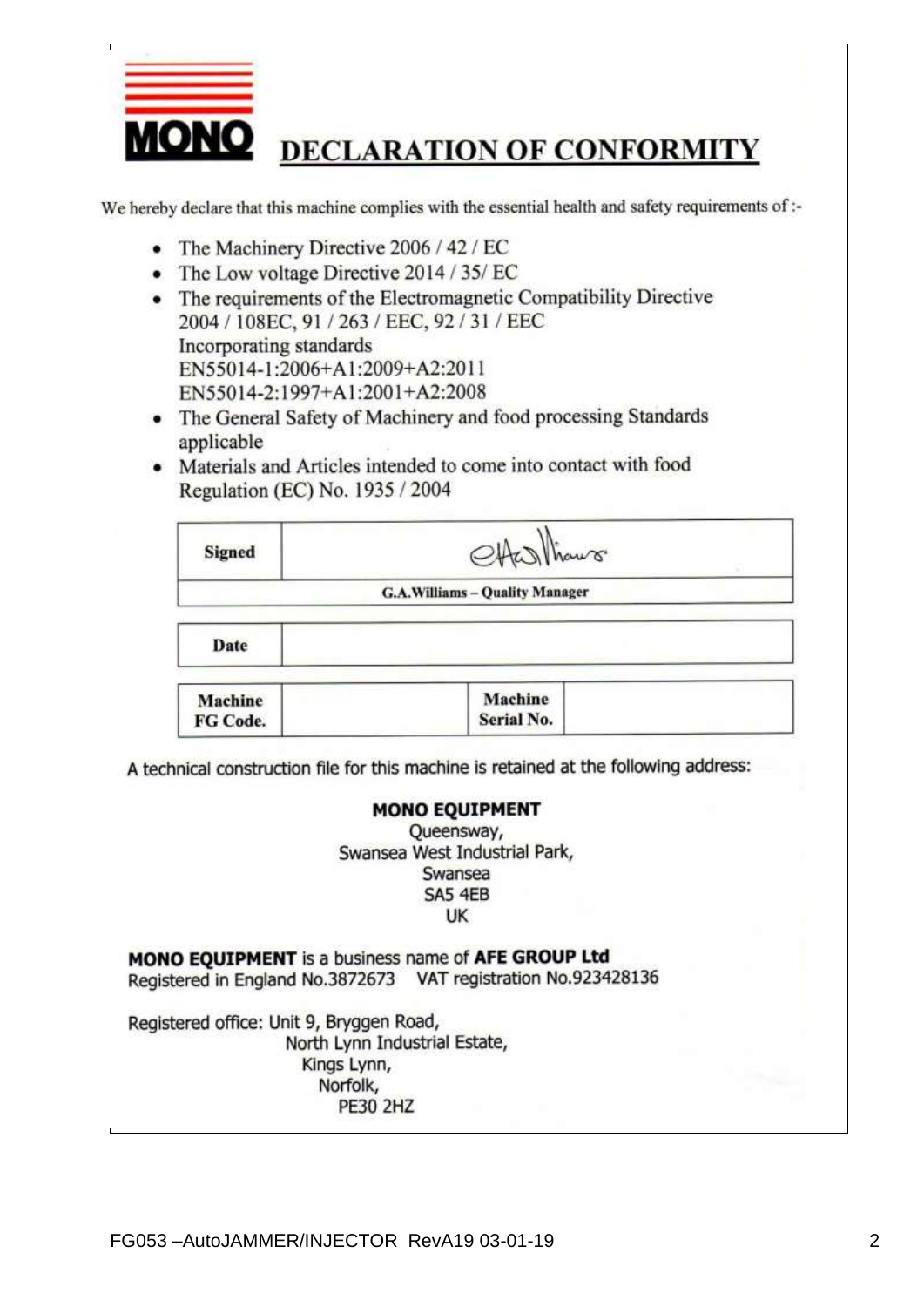# DECLARATION OF CONFORMITY

We hereby declare that this machine complies with the essential health and safety requirements of :-

- The Machinery Directive 2006 / 42 / EC
- The Low voltage Directive 2014 / 35/ EC
- The requirements of the Electromagnetic Compatibility Directive 2004 / 108EC, 91 / 263 / EEC, 92 / 31 / EEC
  Incorporating standards
  EN55014-1:2006+A1:2009+A2:2011
  EN55014-2:1997+A1:2001+A2:2008
- The General Safety of Machinery and food processing Standards applicable
- Materials and Articles intended to come into contact with food Regulation (EC) No. 1935 / 2004

| **Signed** | |
|---|---|
| **G.A.Williams – Quality Manager** | |

| **Date** | |
|---|---|

| **Machine FG Code.** | | **Machine Serial No.** | |
|---|---|---|---|

A technical construction file for this machine is retained at the following address:

**MONO EQUIPMENT**
Queensway,
Swansea West Industrial Park,
Swansea
SA5 4EB
UK

**MONO EQUIPMENT** is a business name of **AFE GROUP Ltd**
Registered in England No.3872673 VAT registration No.923428136

Registered office: Unit 9, Bryggen Road,
North Lynn Industrial Estate,
Kings Lynn,
Norfolk,
PE30 2HZ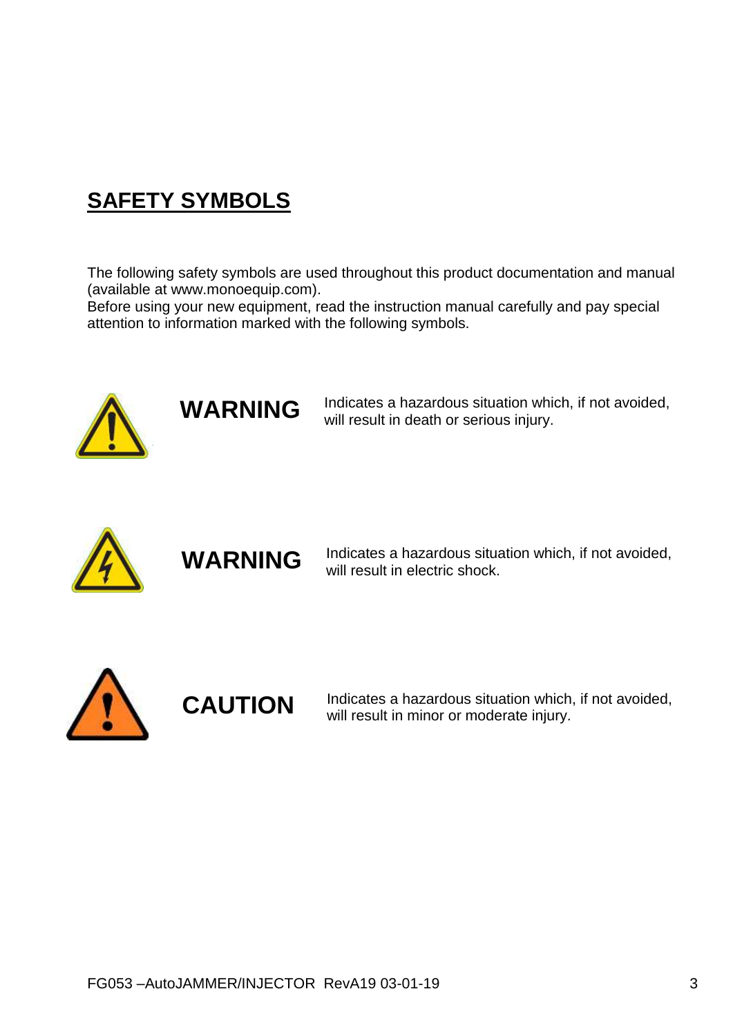## SAFETY SYMBOLS

The following safety symbols are used throughout this product documentation and manual (available at www.monoequip.com).
Before using your new equipment, read the instruction manual carefully and pay special attention to information marked with the following symbols.

| | | |
|---|---|---|
| | **WARNING** | Indicates a hazardous situation which, if not avoided, will result in death or serious injury. |
| | **WARNING** | Indicates a hazardous situation which, if not avoided, will result in electric shock. |
| | **CAUTION** | Indicates a hazardous situation which, if not avoided, will result in minor or moderate injury. |

FG053 –AutoJAMMER/INJECTOR RevA19 03-01-19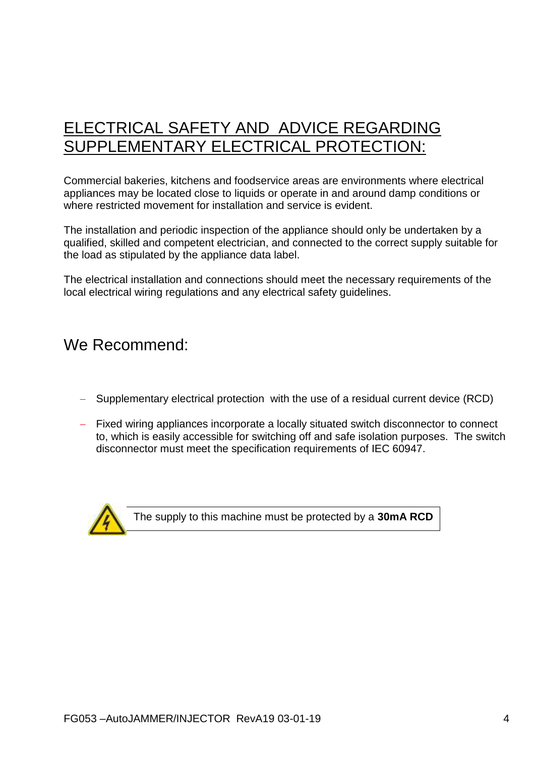# ELECTRICAL SAFETY AND ADVICE REGARDING SUPPLEMENTARY ELECTRICAL PROTECTION:

Commercial bakeries, kitchens and foodservice areas are environments where electrical appliances may be located close to liquids or operate in and around damp conditions or where restricted movement for installation and service is evident.

The installation and periodic inspection of the appliance should only be undertaken by a qualified, skilled and competent electrician, and connected to the correct supply suitable for the load as stipulated by the appliance data label.

The electrical installation and connections should meet the necessary requirements of the local electrical wiring regulations and any electrical safety guidelines.

## We Recommend:

- Supplementary electrical protection with the use of a residual current device (RCD)
- Fixed wiring appliances incorporate a locally situated switch disconnector to connect to, which is easily accessible for switching off and safe isolation purposes. The switch disconnector must meet the specification requirements of IEC 60947.

The supply to this machine must be protected by a **30mA RCD**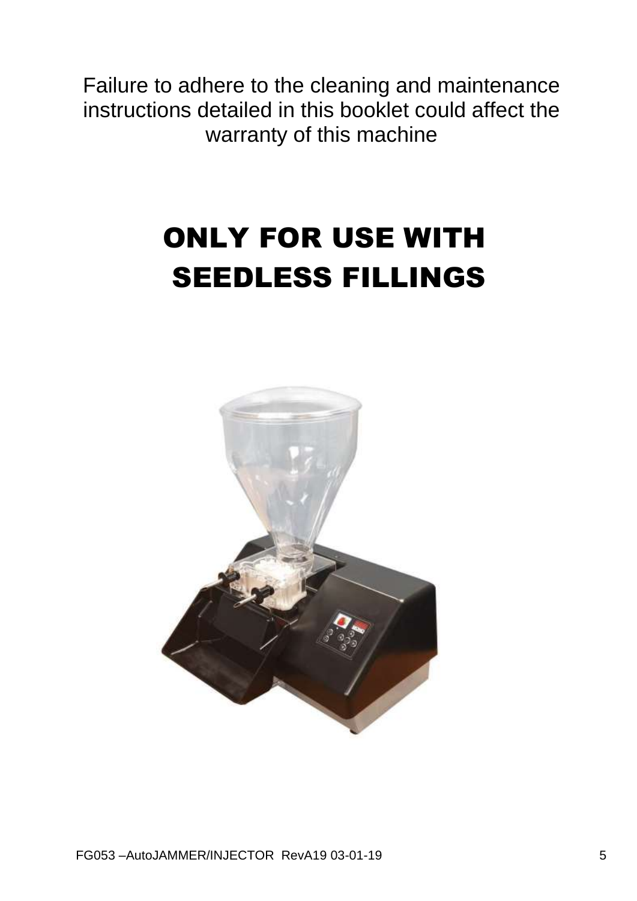Failure to adhere to the cleaning and maintenance instructions detailed in this booklet could affect the warranty of this machine

# ONLY FOR USE WITH SEEDLESS FILLINGS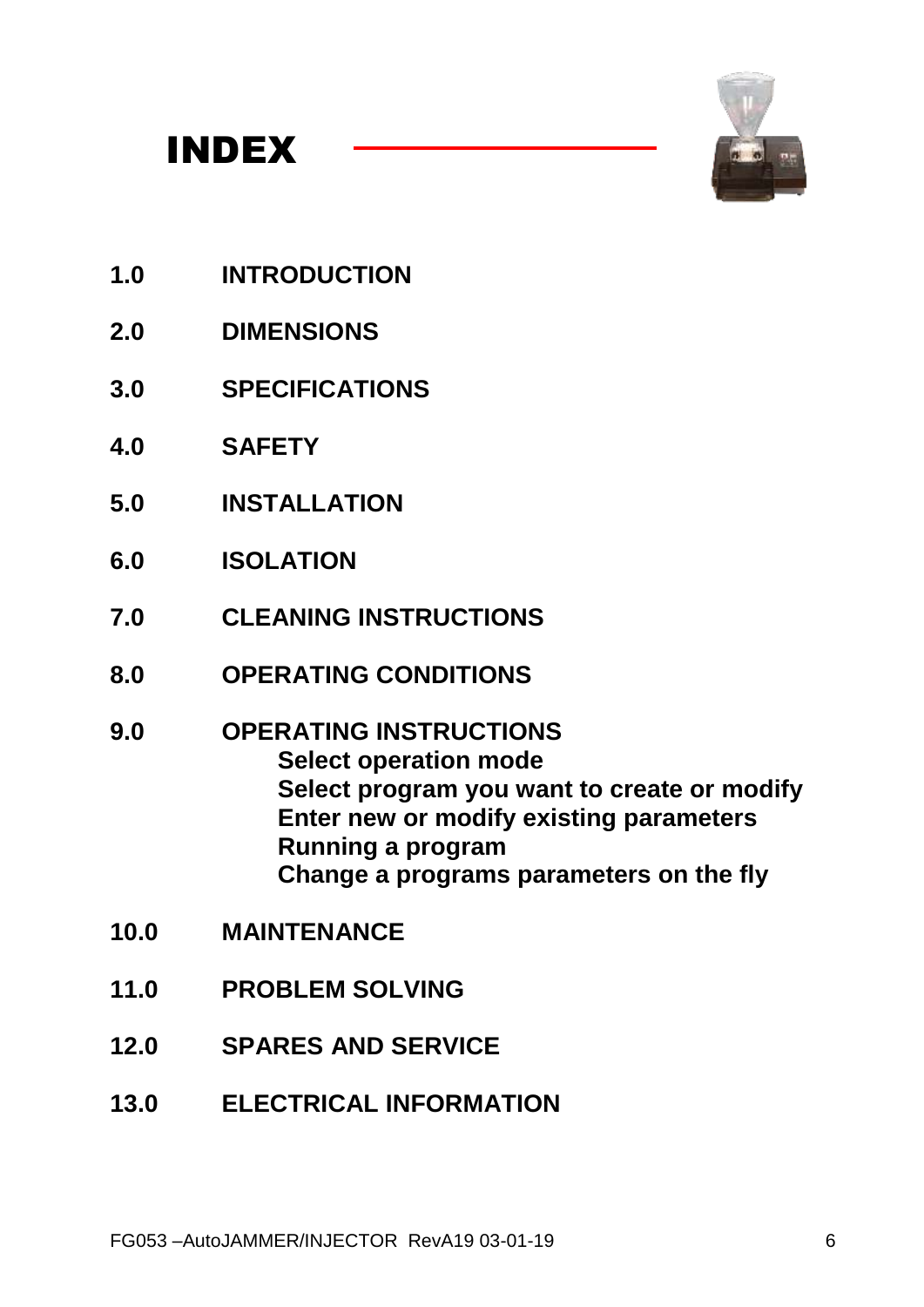# INDEX

**1.0 INTRODUCTION**

**2.0 DIMENSIONS**

**3.0 SPECIFICATIONS**

**4.0 SAFETY**

**5.0 INSTALLATION**

**6.0 ISOLATION**

**7.0 CLEANING INSTRUCTIONS**

**8.0 OPERATING CONDITIONS**

**9.0 OPERATING INSTRUCTIONS**

- **Select operation mode**
- **Select program you want to create or modify**
- **Enter new or modify existing parameters**
- **Running a program**
- **Change a programs parameters on the fly**

**10.0 MAINTENANCE**

**11.0 PROBLEM SOLVING**

**12.0 SPARES AND SERVICE**

**13.0 ELECTRICAL INFORMATION**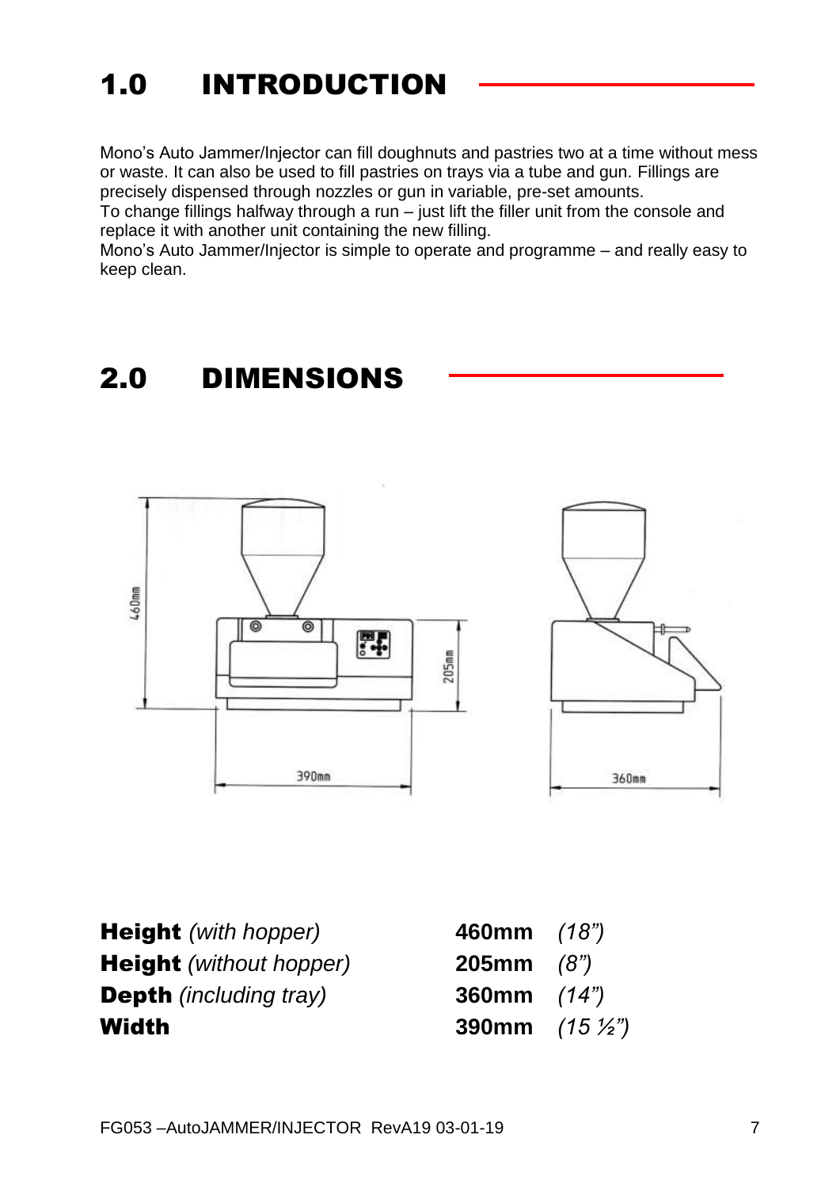# 1.0 INTRODUCTION

Mono's Auto Jammer/Injector can fill doughnuts and pastries two at a time without mess or waste. It can also be used to fill pastries on trays via a tube and gun. Fillings are precisely dispensed through nozzles or gun in variable, pre-set amounts.
To change fillings halfway through a run – just lift the filler unit from the console and replace it with another unit containing the new filling.
Mono's Auto Jammer/Injector is simple to operate and programme – and really easy to keep clean.

# 2.0 DIMENSIONS

| | | |
|---|---|---|
| **Height** *(with hopper)* | **460mm** | *(18")* |
| **Height** *(without hopper)* | **205mm** | *(8")* |
| **Depth** *(including tray)* | **360mm** | *(14")* |
| **Width** | **390mm** | *(15 ½")* |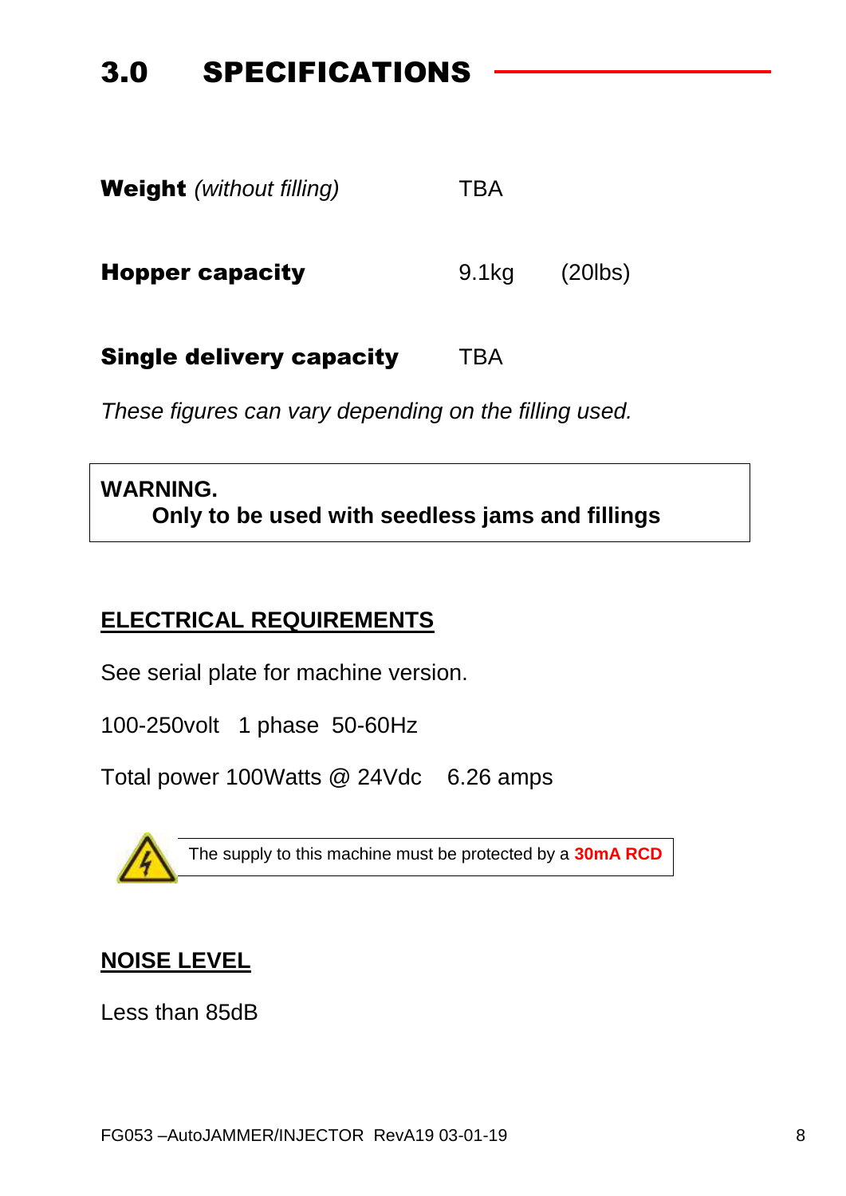# 3.0 SPECIFICATIONS

| | | |
|---|---|---|
| **Weight** *(without filling)* | TBA | |
| **Hopper capacity** | 9.1kg | (20lbs) |
| **Single delivery capacity** | TBA | |

*These figures can vary depending on the filling used.*

> **WARNING.**
> **Only to be used with seedless jams and fillings**

## ELECTRICAL REQUIREMENTS

See serial plate for machine version.

100-250volt 1 phase 50-60Hz

Total power 100Watts @ 24Vdc 6.26 amps

The supply to this machine must be protected by a **30mA RCD**

## NOISE LEVEL

Less than 85dB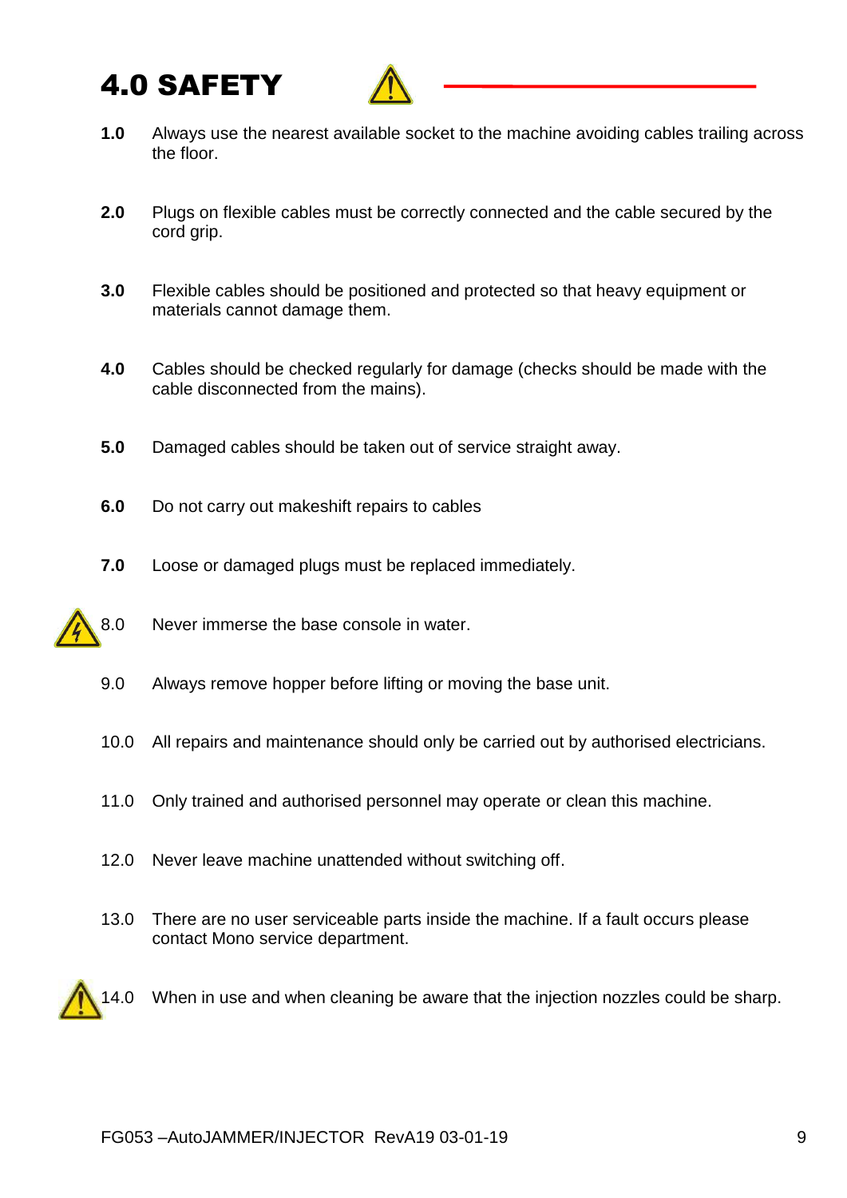# 4.0 SAFETY

**1.0** Always use the nearest available socket to the machine avoiding cables trailing across the floor.

**2.0** Plugs on flexible cables must be correctly connected and the cable secured by the cord grip.

**3.0** Flexible cables should be positioned and protected so that heavy equipment or materials cannot damage them.

**4.0** Cables should be checked regularly for damage (checks should be made with the cable disconnected from the mains).

**5.0** Damaged cables should be taken out of service straight away.

**6.0** Do not carry out makeshift repairs to cables

**7.0** Loose or damaged plugs must be replaced immediately.

8.0 Never immerse the base console in water.

9.0 Always remove hopper before lifting or moving the base unit.

10.0 All repairs and maintenance should only be carried out by authorised electricians.

11.0 Only trained and authorised personnel may operate or clean this machine.

12.0 Never leave machine unattended without switching off.

13.0 There are no user serviceable parts inside the machine. If a fault occurs please contact Mono service department.

14.0 When in use and when cleaning be aware that the injection nozzles could be sharp.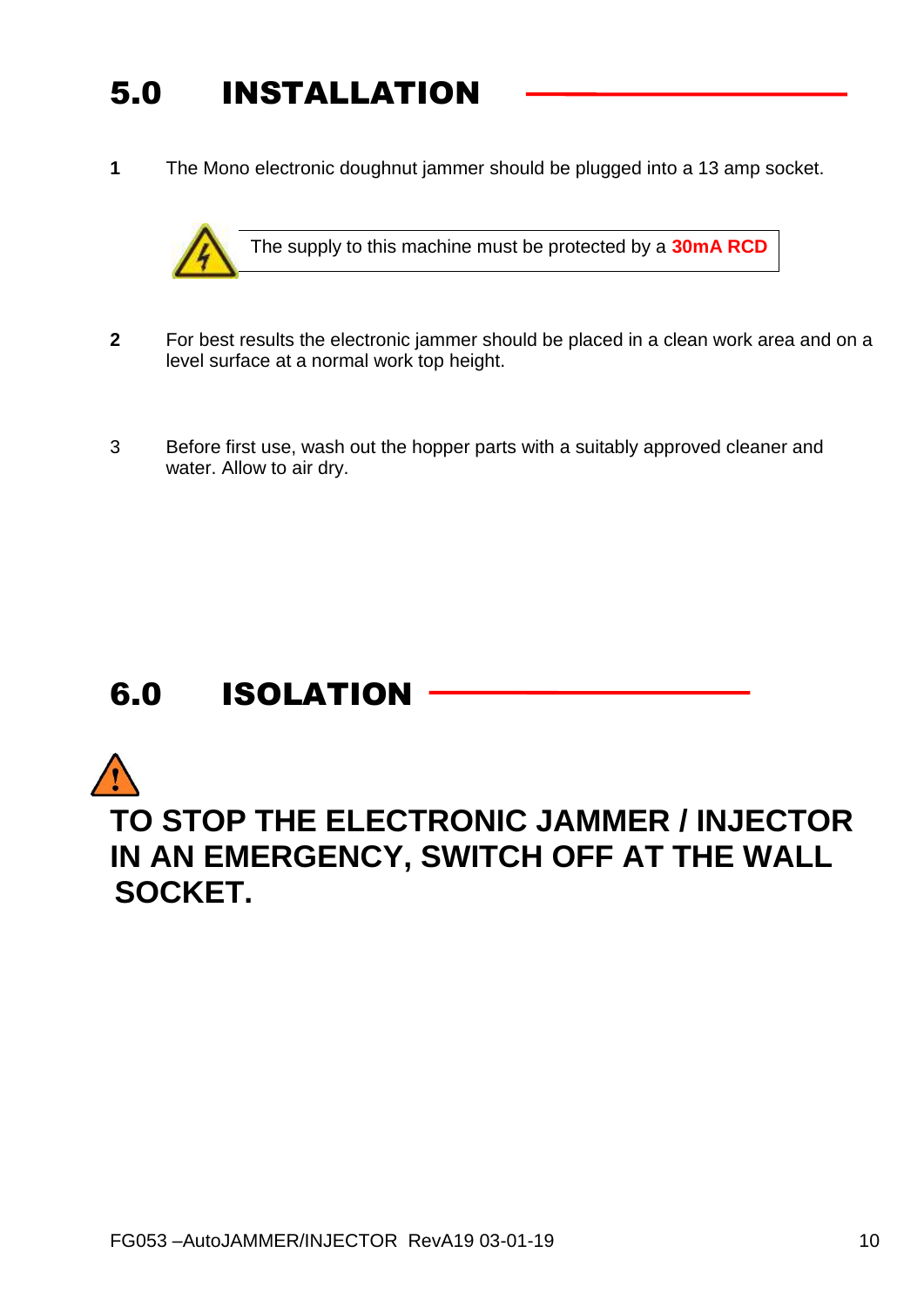# 5.0 INSTALLATION

**1** The Mono electronic doughnut jammer should be plugged into a 13 amp socket.

> The supply to this machine must be protected by a **30mA RCD**

**2** For best results the electronic jammer should be placed in a clean work area and on a level surface at a normal work top height.

3 Before first use, wash out the hopper parts with a suitably approved cleaner and water. Allow to air dry.

# 6.0 ISOLATION

**TO STOP THE ELECTRONIC JAMMER / INJECTOR IN AN EMERGENCY, SWITCH OFF AT THE WALL SOCKET.**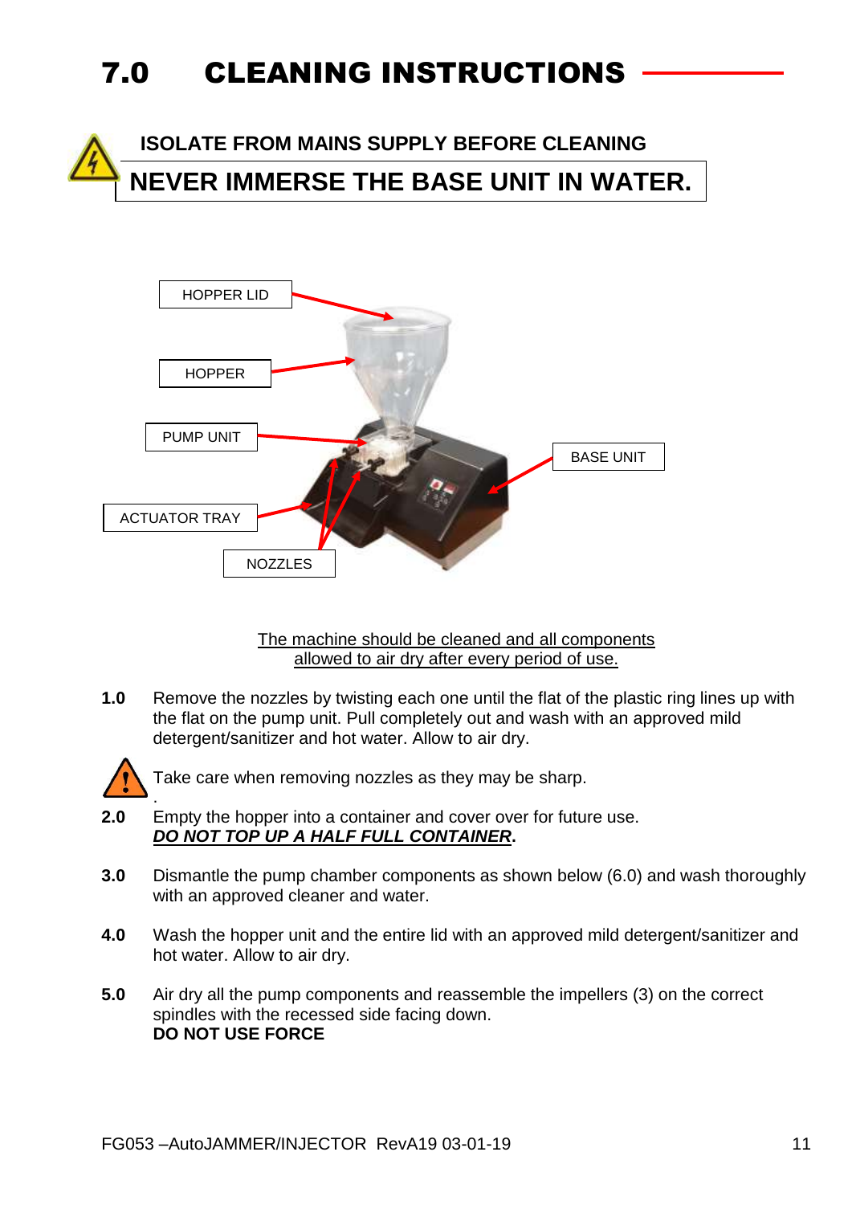# 7.0 CLEANING INSTRUCTIONS

**ISOLATE FROM MAINS SUPPLY BEFORE CLEANING**

**NEVER IMMERSE THE BASE UNIT IN WATER.**

HOPPER LID

HOPPER

PUMP UNIT

BASE UNIT

ACTUATOR TRAY

NOZZLES

<u>The machine should be cleaned and all components allowed to air dry after every period of use.</u>

**1.0** Remove the nozzles by twisting each one until the flat of the plastic ring lines up with the flat on the pump unit. Pull completely out and wash with an approved mild detergent/sanitizer and hot water. Allow to air dry.

Take care when removing nozzles as they may be sharp.

**2.0** Empty the hopper into a container and cover over for future use.
***<u>DO NOT TOP UP A HALF FULL CONTAINER</u>*****.**

**3.0** Dismantle the pump chamber components as shown below (6.0) and wash thoroughly with an approved cleaner and water.

**4.0** Wash the hopper unit and the entire lid with an approved mild detergent/sanitizer and hot water. Allow to air dry.

**5.0** Air dry all the pump components and reassemble the impellers (3) on the correct spindles with the recessed side facing down.
**DO NOT USE FORCE**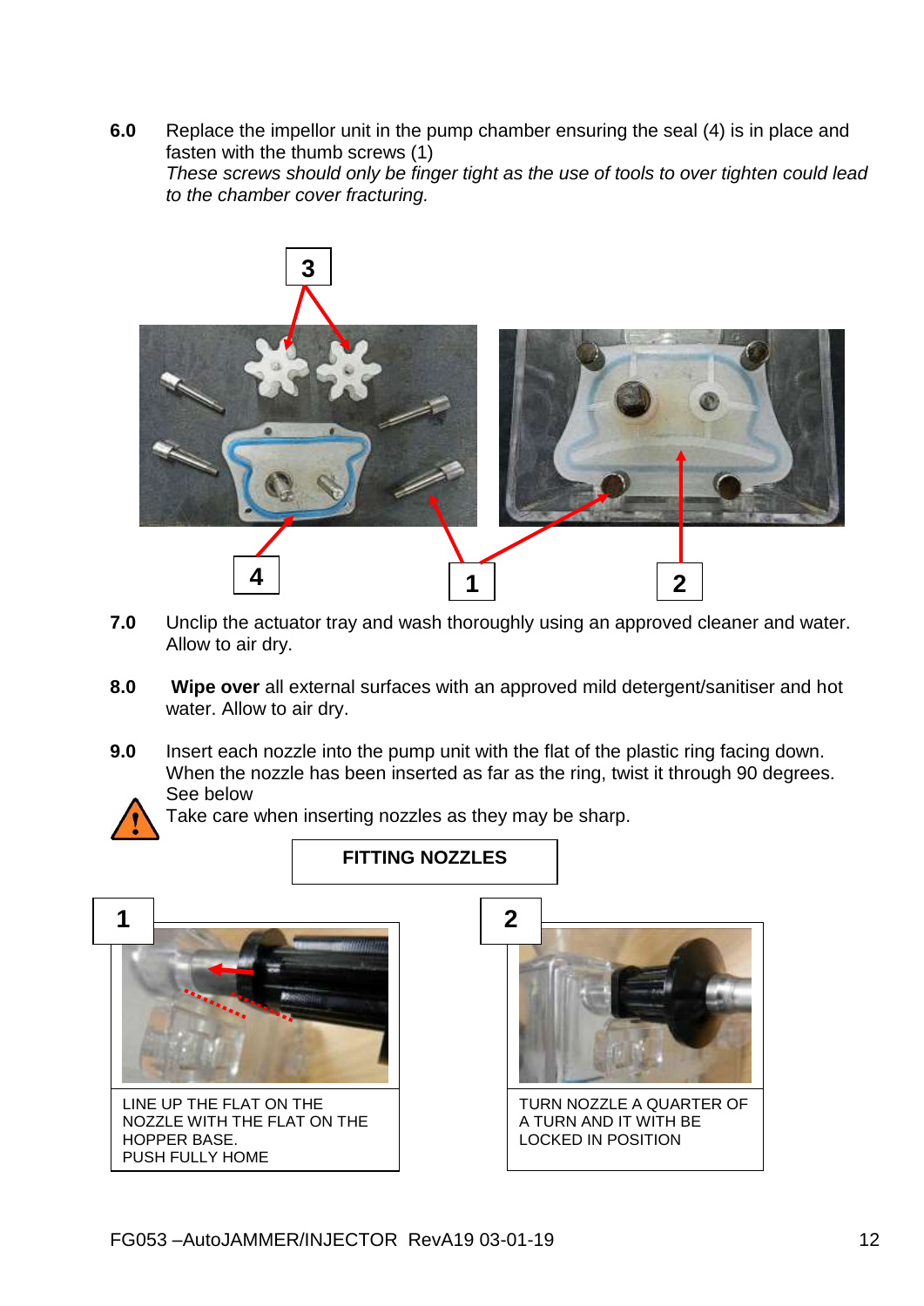**6.0** Replace the impellor unit in the pump chamber ensuring the seal (4) is in place and fasten with the thumb screws (1)
*These screws should only be finger tight as the use of tools to over tighten could lead to the chamber cover fracturing.*

3

4 1 2

**7.0** Unclip the actuator tray and wash thoroughly using an approved cleaner and water. Allow to air dry.

**8.0** **Wipe over** all external surfaces with an approved mild detergent/sanitiser and hot water. Allow to air dry.

**9.0** Insert each nozzle into the pump unit with the flat of the plastic ring facing down. When the nozzle has been inserted as far as the ring, twist it through 90 degrees. See below
Take care when inserting nozzles as they may be sharp.

**FITTING NOZZLES**

**1**

LINE UP THE FLAT ON THE NOZZLE WITH THE FLAT ON THE HOPPER BASE.
PUSH FULLY HOME

**2**

TURN NOZZLE A QUARTER OF A TURN AND IT WITH BE LOCKED IN POSITION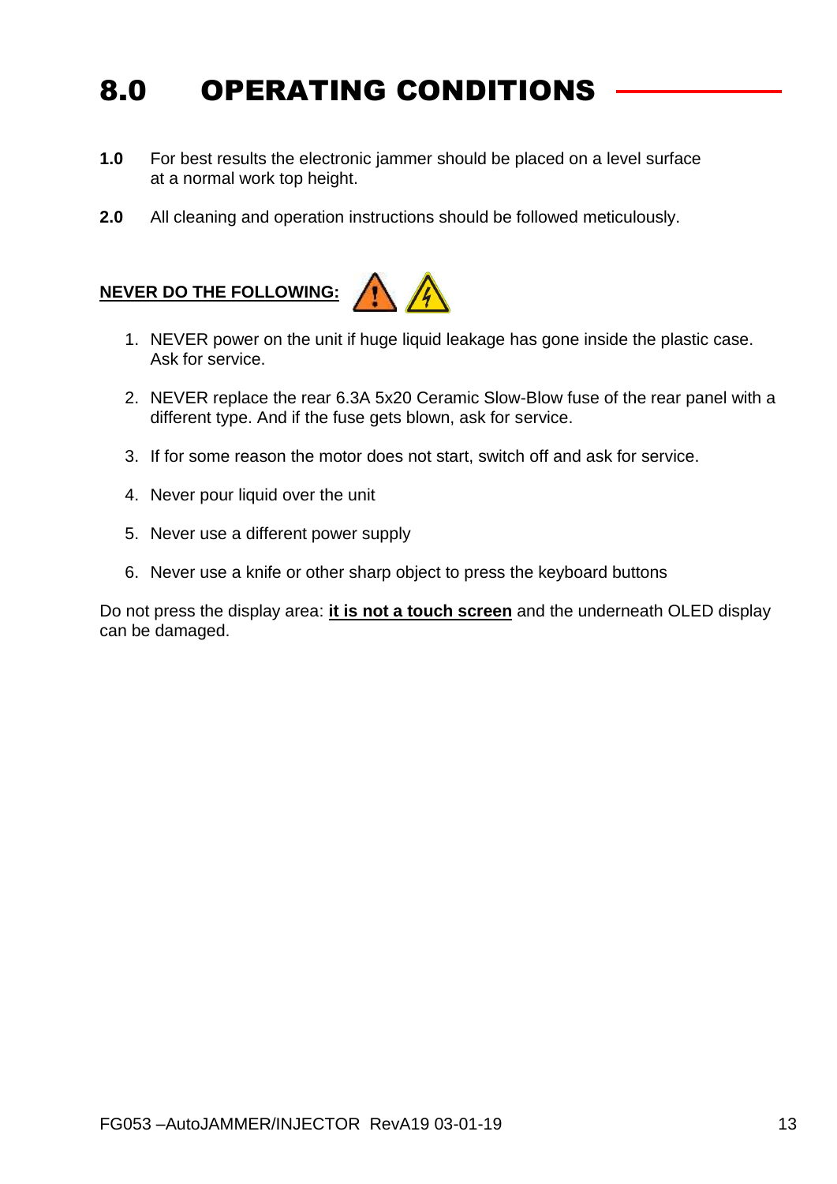# 8.0 OPERATING CONDITIONS

**1.0** For best results the electronic jammer should be placed on a level surface at a normal work top height.

**2.0** All cleaning and operation instructions should be followed meticulously.

**NEVER DO THE FOLLOWING:**

1. NEVER power on the unit if huge liquid leakage has gone inside the plastic case. Ask for service.
2. NEVER replace the rear 6.3A 5x20 Ceramic Slow-Blow fuse of the rear panel with a different type. And if the fuse gets blown, ask for service.
3. If for some reason the motor does not start, switch off and ask for service.
4. Never pour liquid over the unit
5. Never use a different power supply
6. Never use a knife or other sharp object to press the keyboard buttons

Do not press the display area: **it is not a touch screen** and the underneath OLED display can be damaged.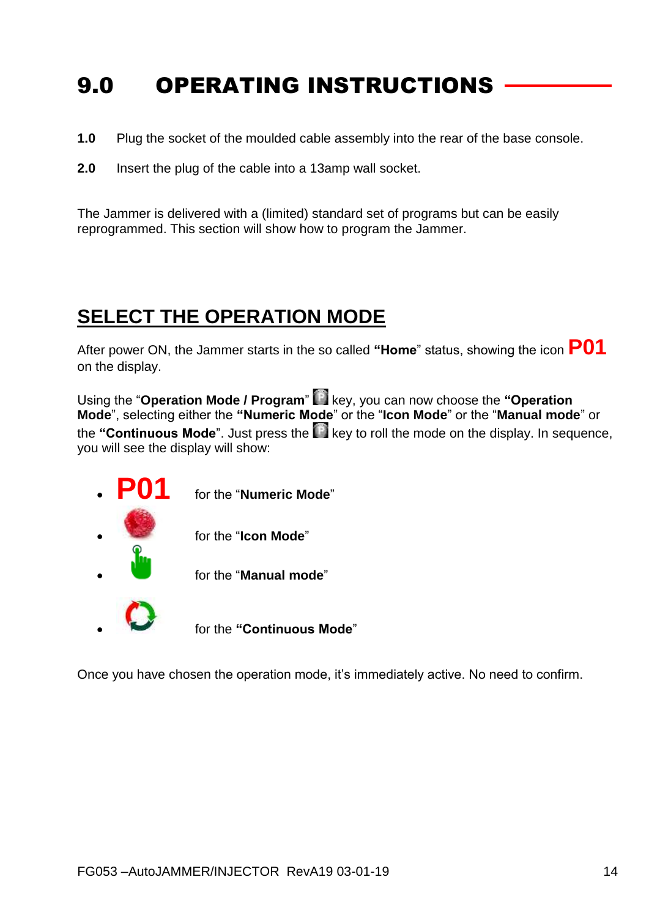# 9.0 OPERATING INSTRUCTIONS

**1.0** Plug the socket of the moulded cable assembly into the rear of the base console.

**2.0** Insert the plug of the cable into a 13amp wall socket.

The Jammer is delivered with a (limited) standard set of programs but can be easily reprogrammed. This section will show how to program the Jammer.

## SELECT THE OPERATION MODE

After power ON, the Jammer starts in the so called **"Home**" status, showing the icon **P01** on the display.

Using the "**Operation Mode / Program**" key, you can now choose the **"Operation Mode**", selecting either the **"Numeric Mode**" or the "**Icon Mode**" or the "**Manual mode**" or the **"Continuous Mode**". Just press the key to roll the mode on the display. In sequence, you will see the display will show:

- **P01** for the "**Numeric Mode**"
- for the "**Icon Mode**"
- for the "**Manual mode**"
- for the **"Continuous Mode**"

Once you have chosen the operation mode, it's immediately active. No need to confirm.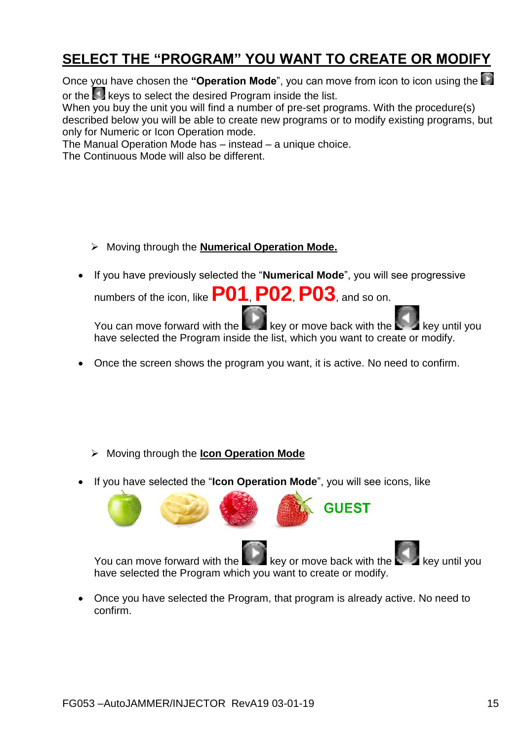## SELECT THE "PROGRAM" YOU WANT TO CREATE OR MODIFY

Once you have chosen the **"Operation Mode**", you can move from icon to icon using the or the keys to select the desired Program inside the list.
When you buy the unit you will find a number of pre-set programs. With the procedure(s) described below you will be able to create new programs or to modify existing programs, but only for Numeric or Icon Operation mode.
The Manual Operation Mode has – instead – a unique choice.
The Continuous Mode will also be different.

➢ Moving through the **Numerical Operation Mode.**

- If you have previously selected the "**Numerical Mode**", you will see progressive numbers of the icon, like **P01**, **P02**, **P03**, and so on.

  You can move forward with the key or move back with the key until you have selected the Program inside the list, which you want to create or modify.

- Once the screen shows the program you want, it is active. No need to confirm.

➢ Moving through the **Icon Operation Mode**

- If you have selected the "**Icon Operation Mode**", you will see icons, like

  **GUEST**

  You can move forward with the key or move back with the key until you have selected the Program which you want to create or modify.

- Once you have selected the Program, that program is already active. No need to confirm.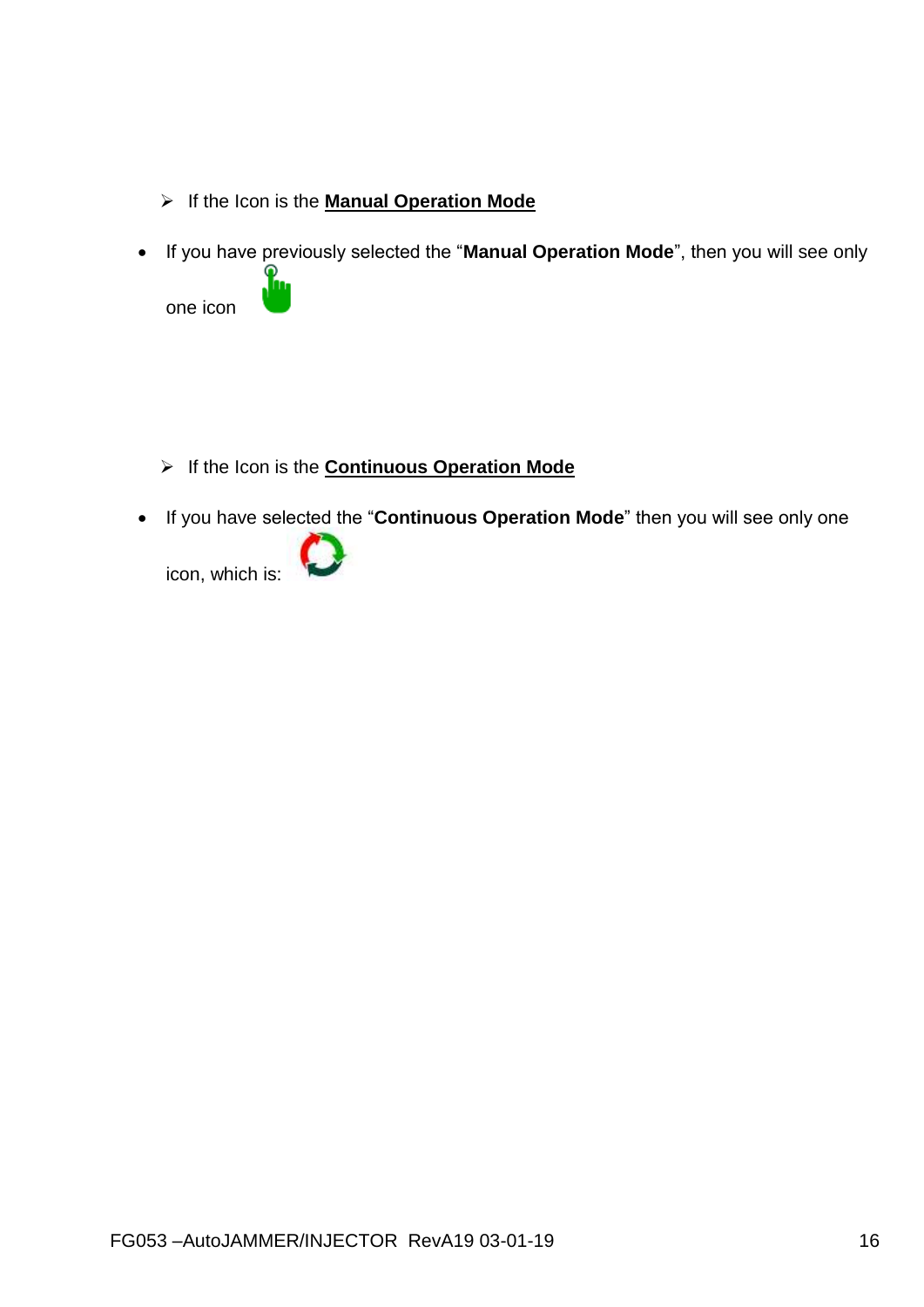- If the Icon is the **Manual Operation Mode**

- If you have previously selected the "**Manual Operation Mode**", then you will see only one icon

- If the Icon is the **Continuous Operation Mode**

- If you have selected the "**Continuous Operation Mode**" then you will see only one icon, which is: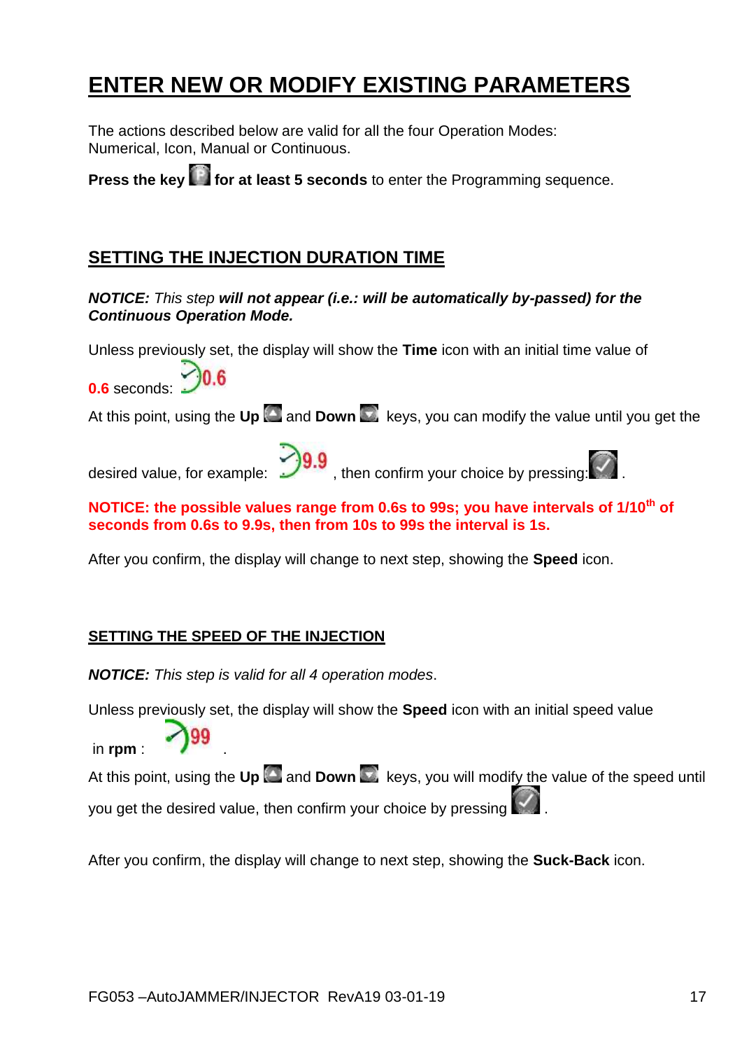# ENTER NEW OR MODIFY EXISTING PARAMETERS

The actions described below are valid for all the four Operation Modes: Numerical, Icon, Manual or Continuous.

**Press the key** **for at least 5 seconds** to enter the Programming sequence.

## SETTING THE INJECTION DURATION TIME

***NOTICE:*** *This step* ***will not appear (i.e.: will be automatically by-passed) for the Continuous Operation Mode.***

Unless previously set, the display will show the **Time** icon with an initial time value of **0.6** seconds: 0.6

At this point, using the **Up** and **Down** keys, you can modify the value until you get the desired value, for example: 9.9 , then confirm your choice by pressing: .

**NOTICE: the possible values range from 0.6s to 99s; you have intervals of 1/10th of seconds from 0.6s to 9.9s, then from 10s to 99s the interval is 1s.**

After you confirm, the display will change to next step, showing the **Speed** icon.

## SETTING THE SPEED OF THE INJECTION

***NOTICE:*** *This step is valid for all 4 operation modes*.

Unless previously set, the display will show the **Speed** icon with an initial speed value in **rpm** : 99 .

At this point, using the **Up** and **Down** keys, you will modify the value of the speed until you get the desired value, then confirm your choice by pressing .

After you confirm, the display will change to next step, showing the **Suck-Back** icon.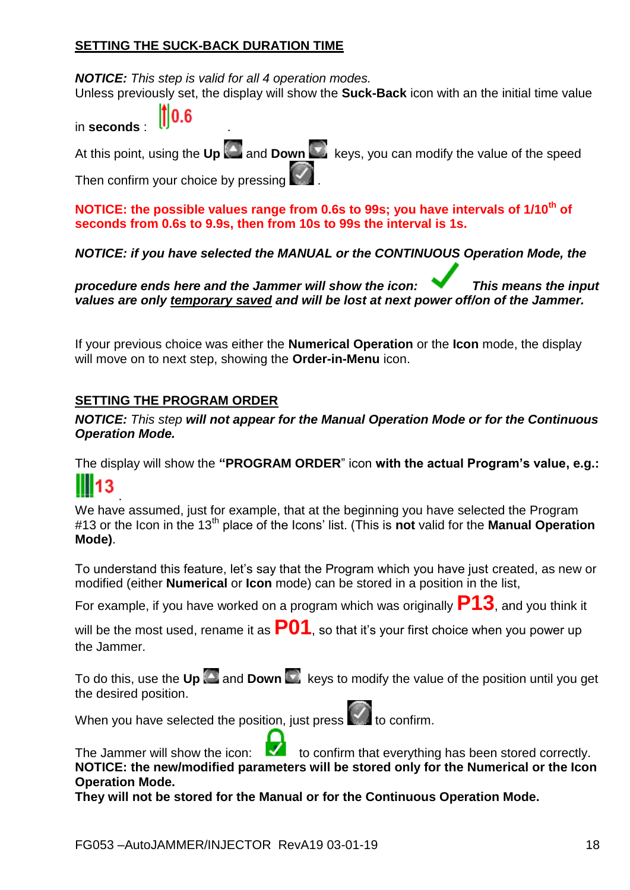## SETTING THE SUCK-BACK DURATION TIME

***NOTICE:*** *This step is valid for all 4 operation modes.*
Unless previously set, the display will show the **Suck-Back** icon with an the initial time value in **seconds** : 0.6 .

At this point, using the **Up** and **Down** keys, you can modify the value of the speed

Then confirm your choice by pressing .

**NOTICE: the possible values range from 0.6s to 99s; you have intervals of 1/10th of seconds from 0.6s to 9.9s, then from 10s to 99s the interval is 1s.**

***NOTICE: if you have selected the MANUAL or the CONTINUOUS Operation Mode, the procedure ends here and the Jammer will show the icon: This means the input values are only temporary saved and will be lost at next power off/on of the Jammer.***

If your previous choice was either the **Numerical Operation** or the **Icon** mode, the display will move on to next step, showing the **Order-in-Menu** icon.

## SETTING THE PROGRAM ORDER

***NOTICE:*** *This step* ***will not appear for the Manual Operation Mode or for the Continuous Operation Mode.***

The display will show the **"PROGRAM ORDER**" icon **with the actual Program's value, e.g.:** 13 .

We have assumed, just for example, that at the beginning you have selected the Program #13 or the Icon in the 13th place of the Icons' list. (This is **not** valid for the **Manual Operation Mode)**.

To understand this feature, let's say that the Program which you have just created, as new or modified (either **Numerical** or **Icon** mode) can be stored in a position in the list,

For example, if you have worked on a program which was originally **P13**, and you think it will be the most used, rename it as **P01**, so that it's your first choice when you power up the Jammer.

To do this, use the **Up** and **Down** keys to modify the value of the position until you get the desired position.

When you have selected the position, just press to confirm.

The Jammer will show the icon: to confirm that everything has been stored correctly.
**NOTICE: the new/modified parameters will be stored only for the Numerical or the Icon Operation Mode.**
**They will not be stored for the Manual or for the Continuous Operation Mode.**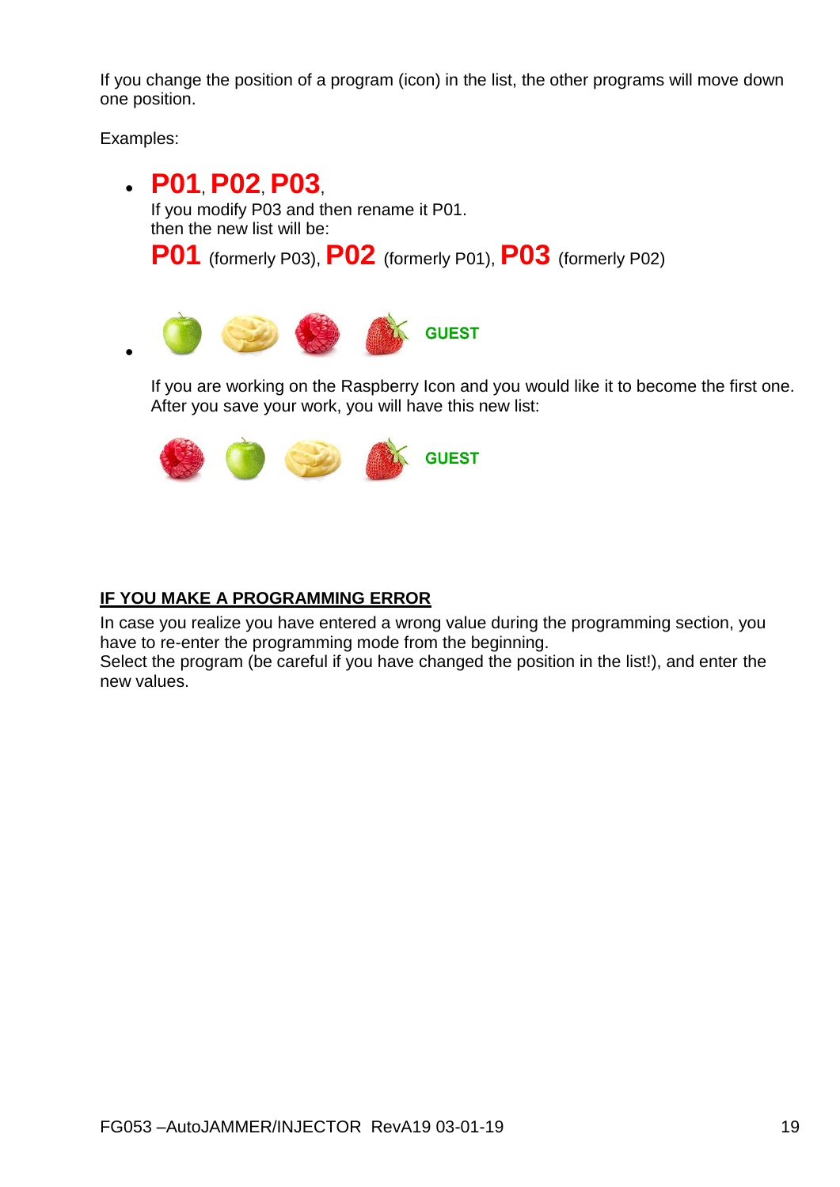If you change the position of a program (icon) in the list, the other programs will move down one position.

Examples:

- **P01**, **P02**, **P03**,
  If you modify P03 and then rename it P01.
  then the new list will be:
  **P01** (formerly P03), **P02** (formerly P01), **P03** (formerly P02)

- GUEST

  If you are working on the Raspberry Icon and you would like it to become the first one.
  After you save your work, you will have this new list:

  GUEST

## IF YOU MAKE A PROGRAMMING ERROR

In case you realize you have entered a wrong value during the programming section, you have to re-enter the programming mode from the beginning.
Select the program (be careful if you have changed the position in the list!), and enter the new values.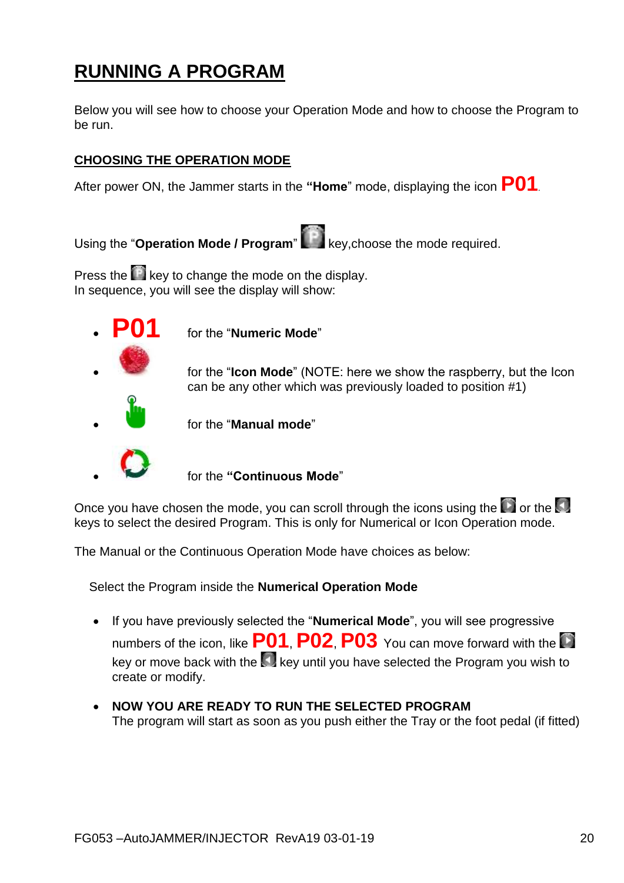# RUNNING A PROGRAM

Below you will see how to choose your Operation Mode and how to choose the Program to be run.

## CHOOSING THE OPERATION MODE

After power ON, the Jammer starts in the **"Home**" mode, displaying the icon **P01**.

Using the "**Operation Mode / Program**" key,choose the mode required.

Press the key to change the mode on the display.
In sequence, you will see the display will show:

- **P01** for the "**Numeric Mode**"
- for the "**Icon Mode**" (NOTE: here we show the raspberry, but the Icon can be any other which was previously loaded to position #1)
- for the "**Manual mode**"
- for the **"Continuous Mode**"

Once you have chosen the mode, you can scroll through the icons using the or the keys to select the desired Program. This is only for Numerical or Icon Operation mode.

The Manual or the Continuous Operation Mode have choices as below:

Select the Program inside the **Numerical Operation Mode**

- If you have previously selected the "**Numerical Mode**", you will see progressive numbers of the icon, like **P01**, **P02**, **P03** You can move forward with the key or move back with the key until you have selected the Program you wish to create or modify.

- **NOW YOU ARE READY TO RUN THE SELECTED PROGRAM**
  The program will start as soon as you push either the Tray or the foot pedal (if fitted)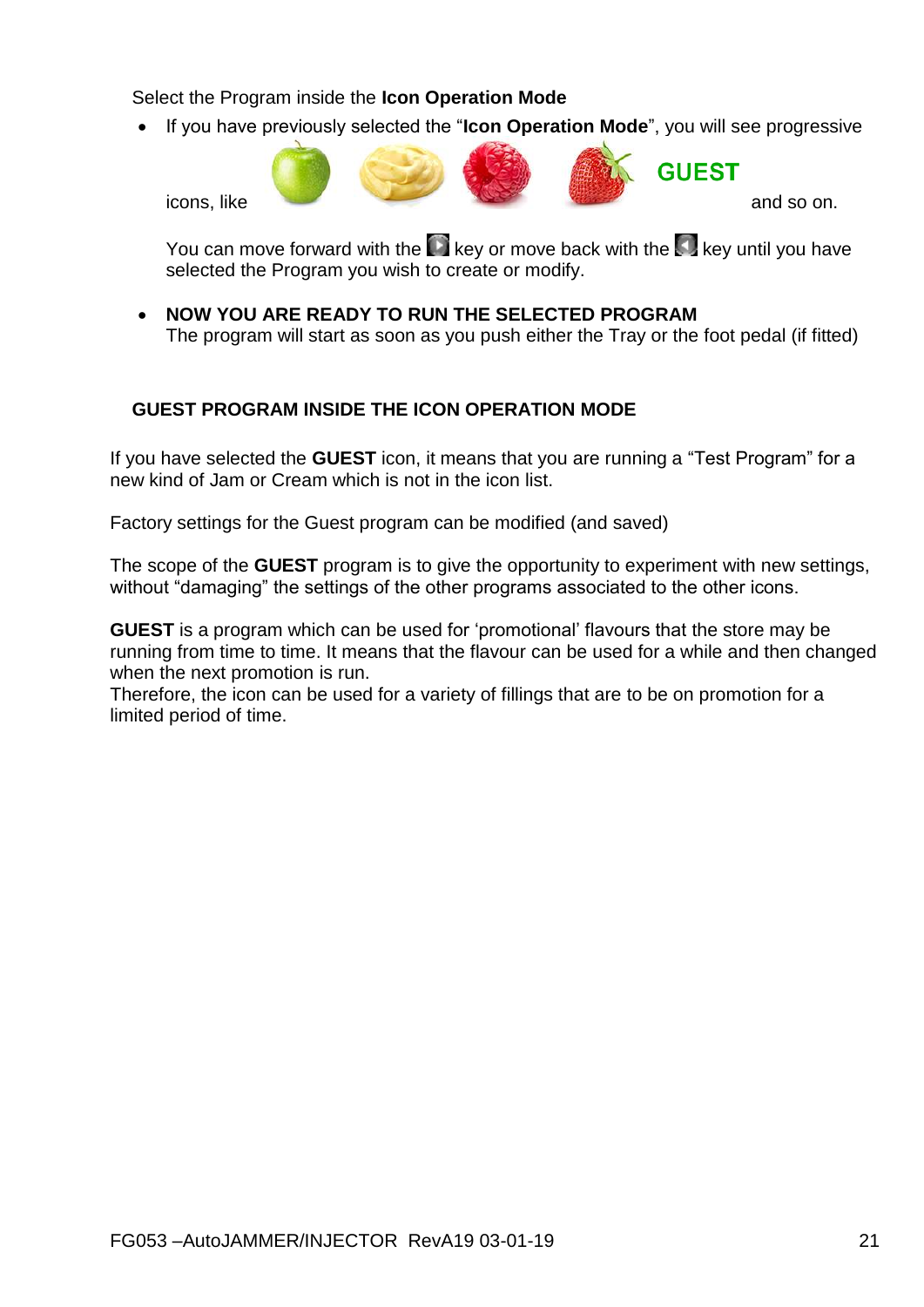Select the Program inside the **Icon Operation Mode**

- If you have previously selected the "**Icon Operation Mode**", you will see progressive icons, like GUEST and so on.

  You can move forward with the key or move back with the key until you have selected the Program you wish to create or modify.

- **NOW YOU ARE READY TO RUN THE SELECTED PROGRAM**
  The program will start as soon as you push either the Tray or the foot pedal (if fitted)

**GUEST PROGRAM INSIDE THE ICON OPERATION MODE**

If you have selected the **GUEST** icon, it means that you are running a "Test Program" for a new kind of Jam or Cream which is not in the icon list.

Factory settings for the Guest program can be modified (and saved)

The scope of the **GUEST** program is to give the opportunity to experiment with new settings, without "damaging" the settings of the other programs associated to the other icons.

**GUEST** is a program which can be used for 'promotional' flavours that the store may be running from time to time. It means that the flavour can be used for a while and then changed when the next promotion is run.
Therefore, the icon can be used for a variety of fillings that are to be on promotion for a limited period of time.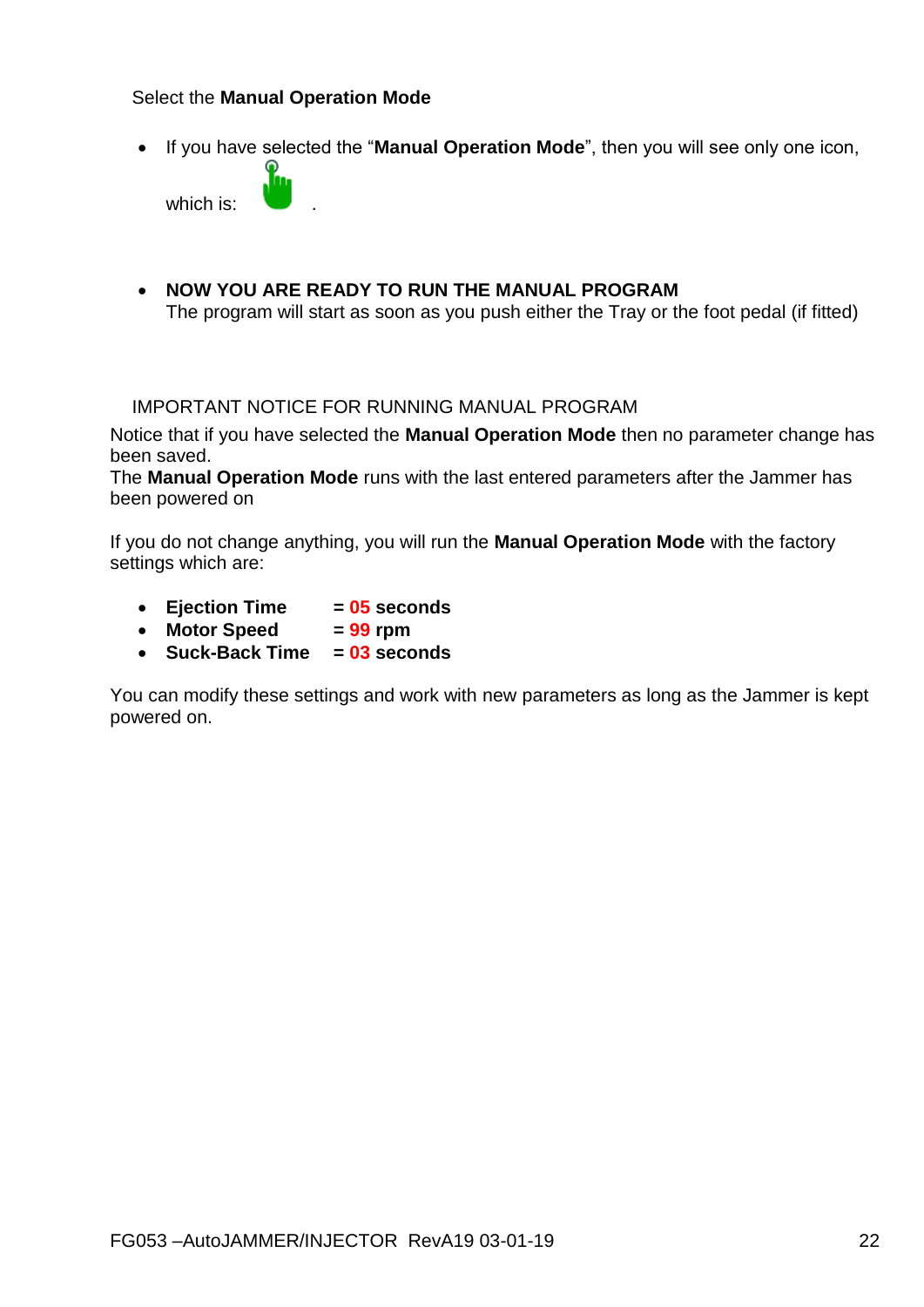Select the **Manual Operation Mode**

- If you have selected the "**Manual Operation Mode**", then you will see only one icon, which is: .

- **NOW YOU ARE READY TO RUN THE MANUAL PROGRAM**
  The program will start as soon as you push either the Tray or the foot pedal (if fitted)

IMPORTANT NOTICE FOR RUNNING MANUAL PROGRAM

Notice that if you have selected the **Manual Operation Mode** then no parameter change has been saved.
The **Manual Operation Mode** runs with the last entered parameters after the Jammer has been powered on

If you do not change anything, you will run the **Manual Operation Mode** with the factory settings which are:

- **Ejection Time = 05 seconds**
- **Motor Speed = 99 rpm**
- **Suck-Back Time = 03 seconds**

You can modify these settings and work with new parameters as long as the Jammer is kept powered on.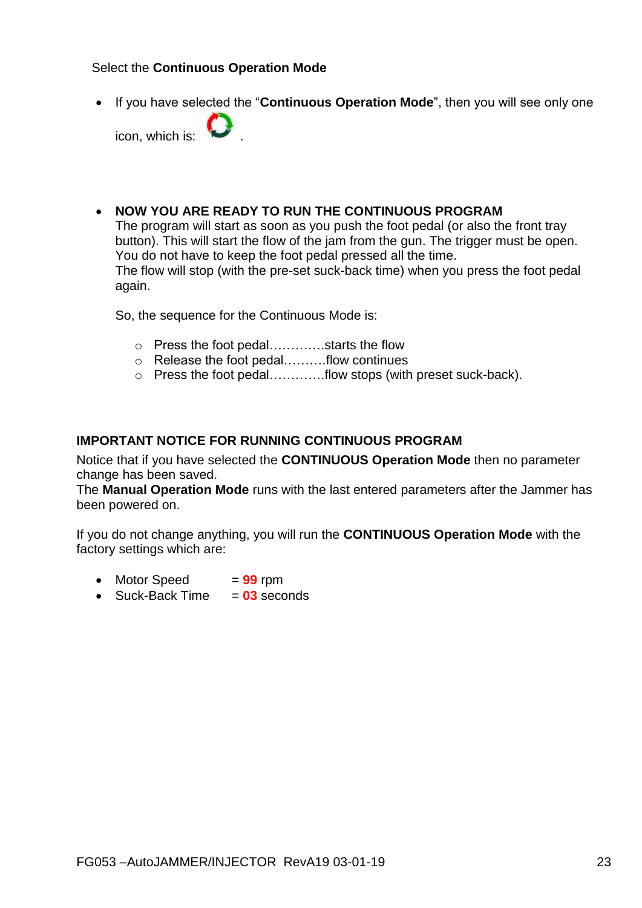Select the **Continuous Operation Mode**

- If you have selected the "**Continuous Operation Mode**", then you will see only one icon, which is: .

- **NOW YOU ARE READY TO RUN THE CONTINUOUS PROGRAM**
  The program will start as soon as you push the foot pedal (or also the front tray button). This will start the flow of the jam from the gun. The trigger must be open. You do not have to keep the foot pedal pressed all the time.
  The flow will stop (with the pre-set suck-back time) when you press the foot pedal again.

  So, the sequence for the Continuous Mode is:

  - Press the foot pedal…………starts the flow
  - Release the foot pedal……….flow continues
  - Press the foot pedal…………flow stops (with preset suck-back).

**IMPORTANT NOTICE FOR RUNNING CONTINUOUS PROGRAM**

Notice that if you have selected the **CONTINUOUS Operation Mode** then no parameter change has been saved.
The **Manual Operation Mode** runs with the last entered parameters after the Jammer has been powered on.

If you do not change anything, you will run the **CONTINUOUS Operation Mode** with the factory settings which are:

- Motor Speed = **99** rpm
- Suck-Back Time = **03** seconds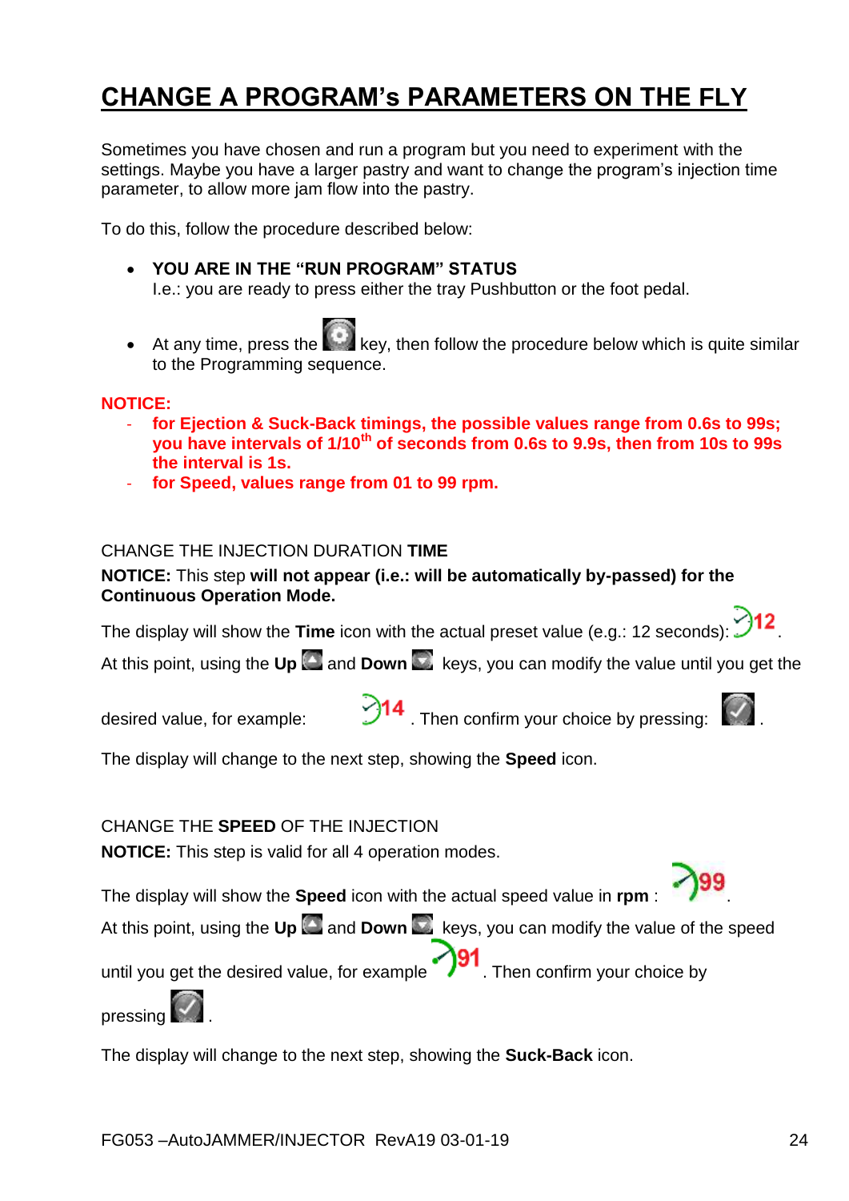# CHANGE A PROGRAM's PARAMETERS ON THE FLY

Sometimes you have chosen and run a program but you need to experiment with the settings. Maybe you have a larger pastry and want to change the program's injection time parameter, to allow more jam flow into the pastry.

To do this, follow the procedure described below:

- **YOU ARE IN THE "RUN PROGRAM" STATUS**
  I.e.: you are ready to press either the tray Pushbutton or the foot pedal.

- At any time, press the key, then follow the procedure below which is quite similar to the Programming sequence.

**NOTICE:**

- **for Ejection & Suck-Back timings, the possible values range from 0.6s to 99s; you have intervals of 1/10th of seconds from 0.6s to 9.9s, then from 10s to 99s the interval is 1s.**
- **for Speed, values range from 01 to 99 rpm.**

CHANGE THE INJECTION DURATION **TIME**

**NOTICE:** This step **will not appear (i.e.: will be automatically by-passed) for the Continuous Operation Mode.**

The display will show the **Time** icon with the actual preset value (e.g.: 12 seconds): 12.

At this point, using the **Up** and **Down** keys, you can modify the value until you get the desired value, for example: 14. Then confirm your choice by pressing: .

The display will change to the next step, showing the **Speed** icon.

CHANGE THE **SPEED** OF THE INJECTION

**NOTICE:** This step is valid for all 4 operation modes.

The display will show the **Speed** icon with the actual speed value in **rpm** : 99.

At this point, using the **Up** and **Down** keys, you can modify the value of the speed until you get the desired value, for example 91. Then confirm your choice by pressing .

The display will change to the next step, showing the **Suck-Back** icon.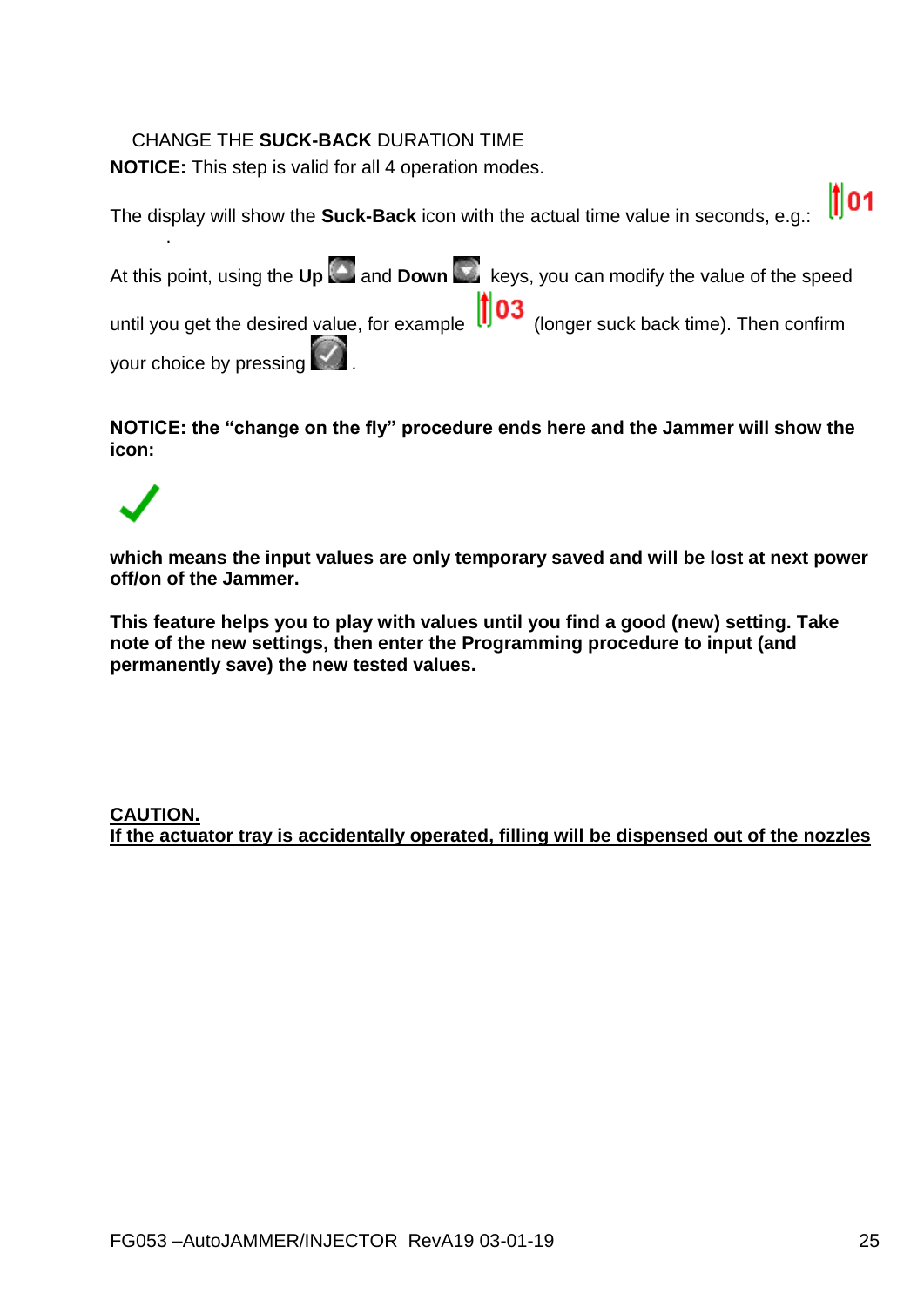CHANGE THE **SUCK-BACK** DURATION TIME

**NOTICE:** This step is valid for all 4 operation modes.

The display will show the **Suck-Back** icon with the actual time value in seconds, e.g.: 01

At this point, using the **Up** and **Down** keys, you can modify the value of the speed until you get the desired value, for example 03 (longer suck back time). Then confirm your choice by pressing .

**NOTICE: the "change on the fly" procedure ends here and the Jammer will show the icon:**

✓

**which means the input values are only temporary saved and will be lost at next power off/on of the Jammer.**

**This feature helps you to play with values until you find a good (new) setting. Take note of the new settings, then enter the Programming procedure to input (and permanently save) the new tested values.**

**CAUTION.**
**If the actuator tray is accidentally operated, filling will be dispensed out of the nozzles**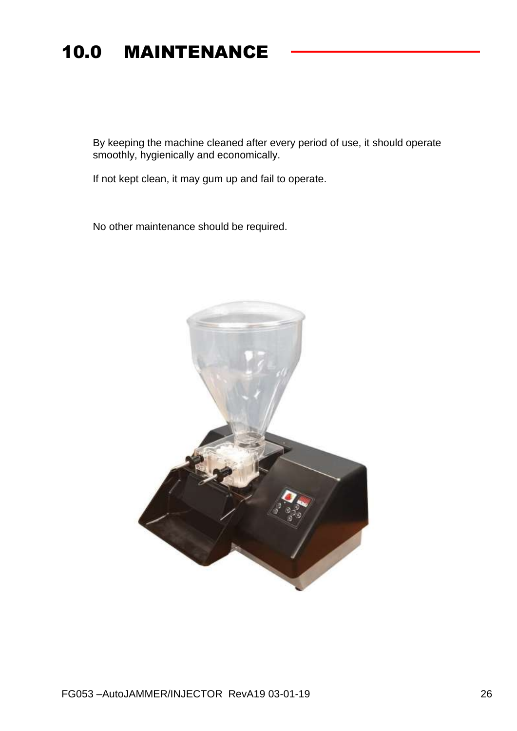# 10.0 MAINTENANCE

By keeping the machine cleaned after every period of use, it should operate smoothly, hygienically and economically.

If not kept clean, it may gum up and fail to operate.

No other maintenance should be required.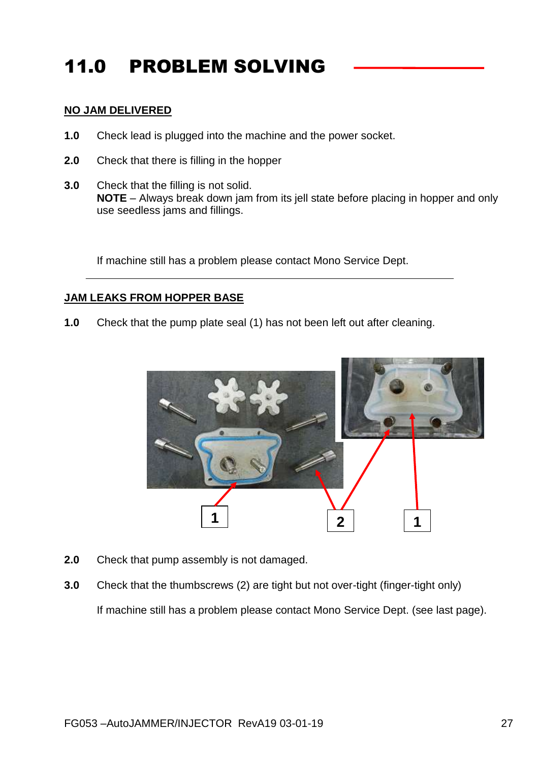# 11.0 PROBLEM SOLVING

**NO JAM DELIVERED**

**1.0** Check lead is plugged into the machine and the power socket.

**2.0** Check that there is filling in the hopper

**3.0** Check that the filling is not solid.
**NOTE** – Always break down jam from its jell state before placing in hopper and only use seedless jams and fillings.

If machine still has a problem please contact Mono Service Dept.

---

**JAM LEAKS FROM HOPPER BASE**

**1.0** Check that the pump plate seal (1) has not been left out after cleaning.

**2.0** Check that pump assembly is not damaged.

**3.0** Check that the thumbscrews (2) are tight but not over-tight (finger-tight only)

If machine still has a problem please contact Mono Service Dept. (see last page).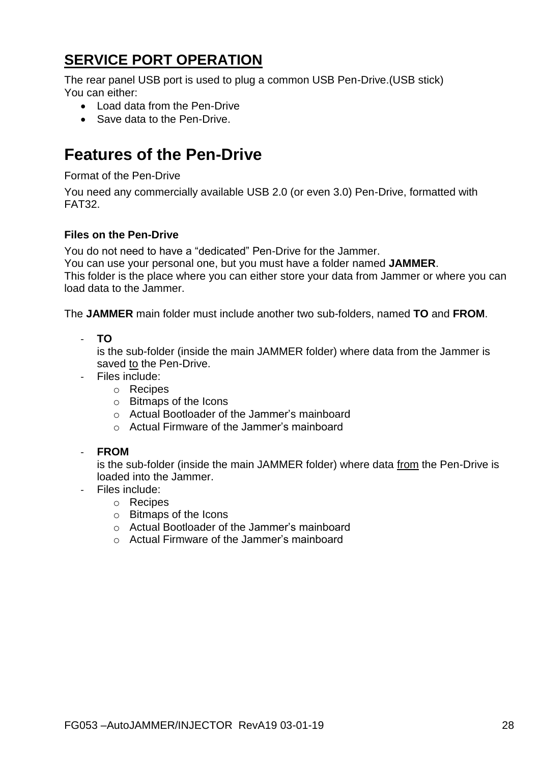## SERVICE PORT OPERATION

The rear panel USB port is used to plug a common USB Pen-Drive.(USB stick)
You can either:

- Load data from the Pen-Drive
- Save data to the Pen-Drive.

# Features of the Pen-Drive

Format of the Pen-Drive

You need any commercially available USB 2.0 (or even 3.0) Pen-Drive, formatted with FAT32.

### Files on the Pen-Drive

You do not need to have a "dedicated" Pen-Drive for the Jammer.
You can use your personal one, but you must have a folder named **JAMMER**.
This folder is the place where you can either store your data from Jammer or where you can load data to the Jammer.

The **JAMMER** main folder must include another two sub-folders, named **TO** and **FROM**.

- **TO**
  is the sub-folder (inside the main JAMMER folder) where data from the Jammer is saved <u>to</u> the Pen-Drive.
- Files include:
  - Recipes
  - Bitmaps of the Icons
  - Actual Bootloader of the Jammer's mainboard
  - Actual Firmware of the Jammer's mainboard

- **FROM**
  is the sub-folder (inside the main JAMMER folder) where data <u>from</u> the Pen-Drive is loaded into the Jammer.
- Files include:
  - Recipes
  - Bitmaps of the Icons
  - Actual Bootloader of the Jammer's mainboard
  - Actual Firmware of the Jammer's mainboard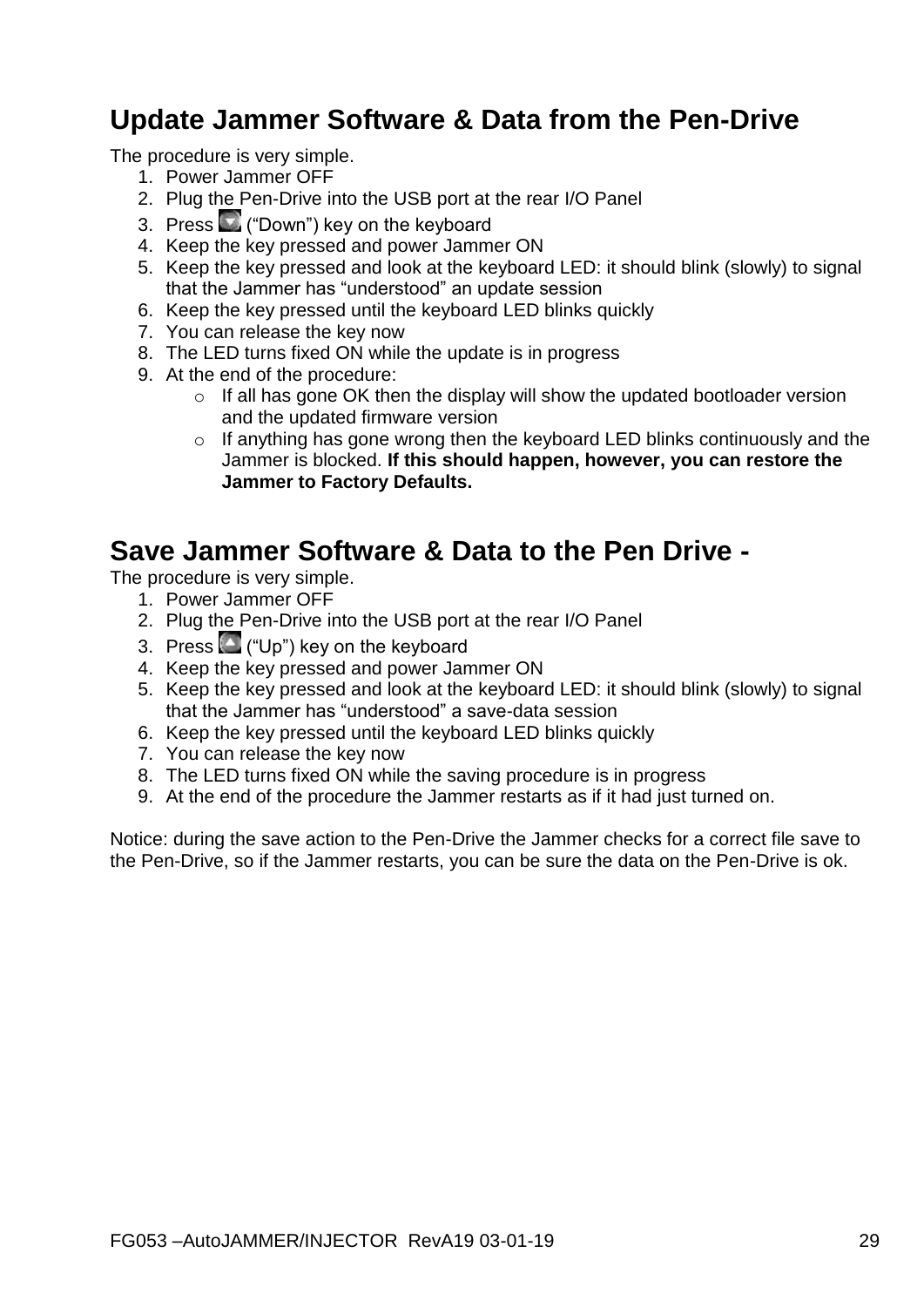## Update Jammer Software & Data from the Pen-Drive

The procedure is very simple.

1. Power Jammer OFF
2. Plug the Pen-Drive into the USB port at the rear I/O Panel
3. Press (“Down”) key on the keyboard
4. Keep the key pressed and power Jammer ON
5. Keep the key pressed and look at the keyboard LED: it should blink (slowly) to signal that the Jammer has “understood” an update session
6. Keep the key pressed until the keyboard LED blinks quickly
7. You can release the key now
8. The LED turns fixed ON while the update is in progress
9. At the end of the procedure:
   - If all has gone OK then the display will show the updated bootloader version and the updated firmware version
   - If anything has gone wrong then the keyboard LED blinks continuously and the Jammer is blocked. **If this should happen, however, you can restore the Jammer to Factory Defaults.**

## Save Jammer Software & Data to the Pen Drive -

The procedure is very simple.

1. Power Jammer OFF
2. Plug the Pen-Drive into the USB port at the rear I/O Panel
3. Press (“Up”) key on the keyboard
4. Keep the key pressed and power Jammer ON
5. Keep the key pressed and look at the keyboard LED: it should blink (slowly) to signal that the Jammer has “understood” a save-data session
6. Keep the key pressed until the keyboard LED blinks quickly
7. You can release the key now
8. The LED turns fixed ON while the saving procedure is in progress
9. At the end of the procedure the Jammer restarts as if it had just turned on.

Notice: during the save action to the Pen-Drive the Jammer checks for a correct file save to the Pen-Drive, so if the Jammer restarts, you can be sure the data on the Pen-Drive is ok.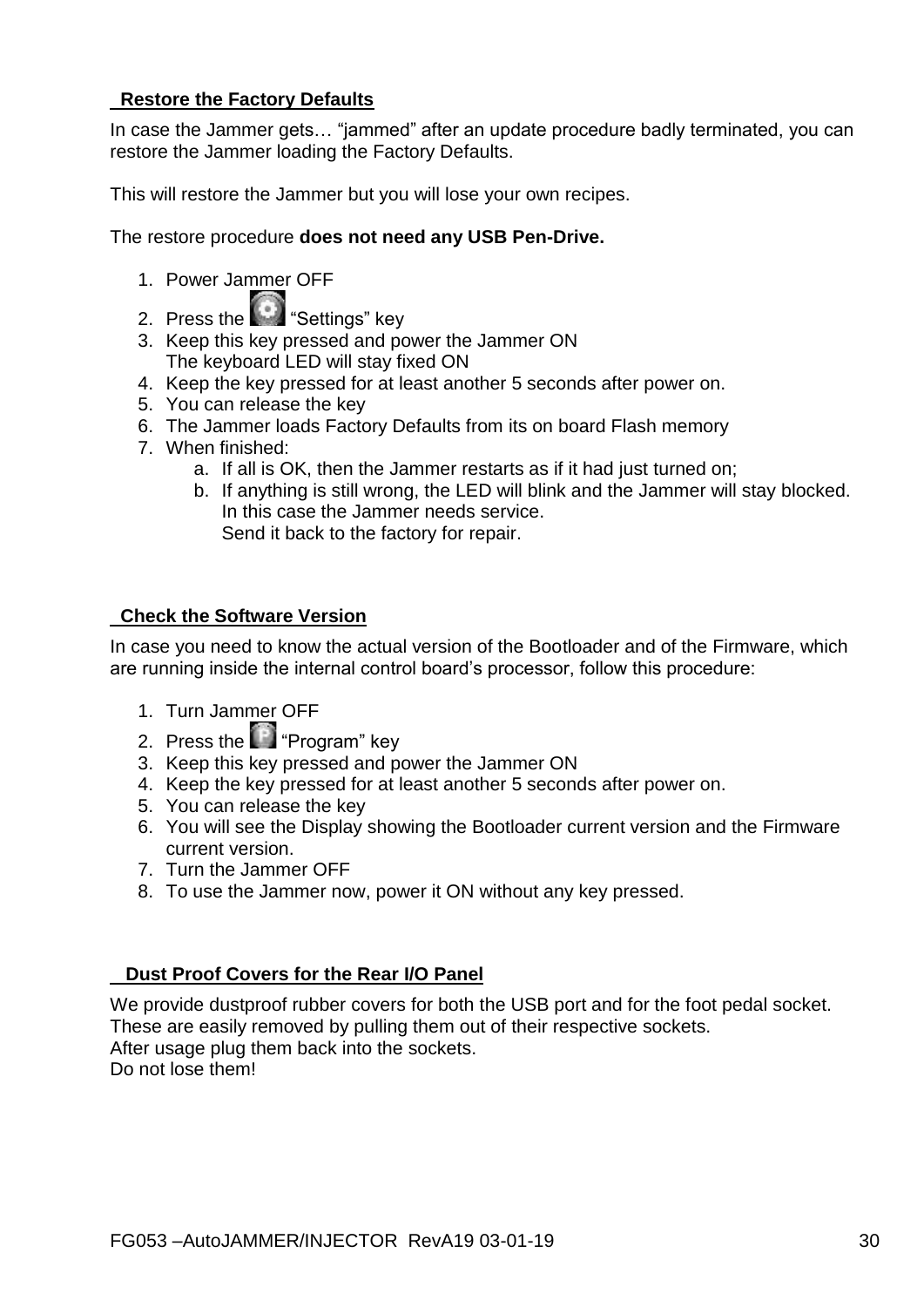## Restore the Factory Defaults

In case the Jammer gets… “jammed” after an update procedure badly terminated, you can restore the Jammer loading the Factory Defaults.

This will restore the Jammer but you will lose your own recipes.

The restore procedure **does not need any USB Pen-Drive.**

1. Power Jammer OFF
2. Press the “Settings” key
3. Keep this key pressed and power the Jammer ON
   The keyboard LED will stay fixed ON
4. Keep the key pressed for at least another 5 seconds after power on.
5. You can release the key
6. The Jammer loads Factory Defaults from its on board Flash memory
7. When finished:
   a. If all is OK, then the Jammer restarts as if it had just turned on;
   b. If anything is still wrong, the LED will blink and the Jammer will stay blocked.
      In this case the Jammer needs service.
      Send it back to the factory for repair.

## Check the Software Version

In case you need to know the actual version of the Bootloader and of the Firmware, which are running inside the internal control board’s processor, follow this procedure:

1. Turn Jammer OFF
2. Press the “Program” key
3. Keep this key pressed and power the Jammer ON
4. Keep the key pressed for at least another 5 seconds after power on.
5. You can release the key
6. You will see the Display showing the Bootloader current version and the Firmware current version.
7. Turn the Jammer OFF
8. To use the Jammer now, power it ON without any key pressed.

## Dust Proof Covers for the Rear I/O Panel

We provide dustproof rubber covers for both the USB port and for the foot pedal socket.
These are easily removed by pulling them out of their respective sockets.
After usage plug them back into the sockets.
Do not lose them!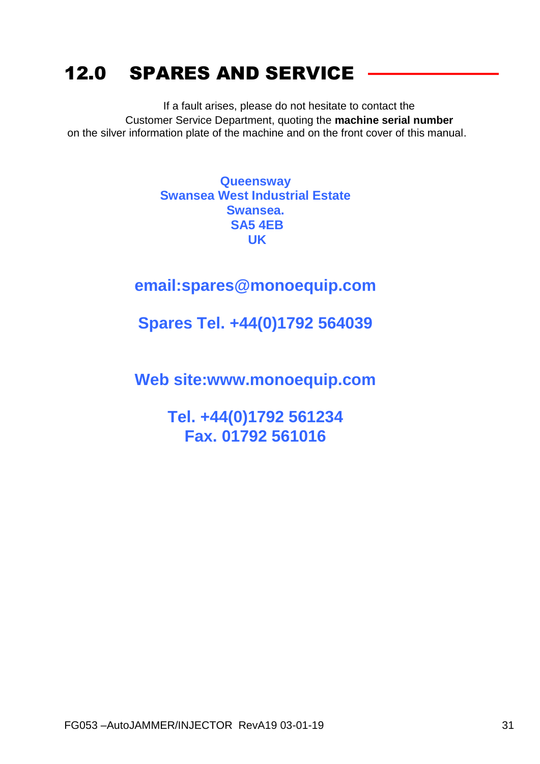## 12.0 SPARES AND SERVICE

If a fault arises, please do not hesitate to contact the Customer Service Department, quoting the **machine serial number** on the silver information plate of the machine and on the front cover of this manual.

**Queensway**
**Swansea West Industrial Estate**
**Swansea.**
**SA5 4EB**
**UK**

**email:spares@monoequip.com**

**Spares Tel. +44(0)1792 564039**

**Web site:www.monoequip.com**

**Tel. +44(0)1792 561234**
**Fax. 01792 561016**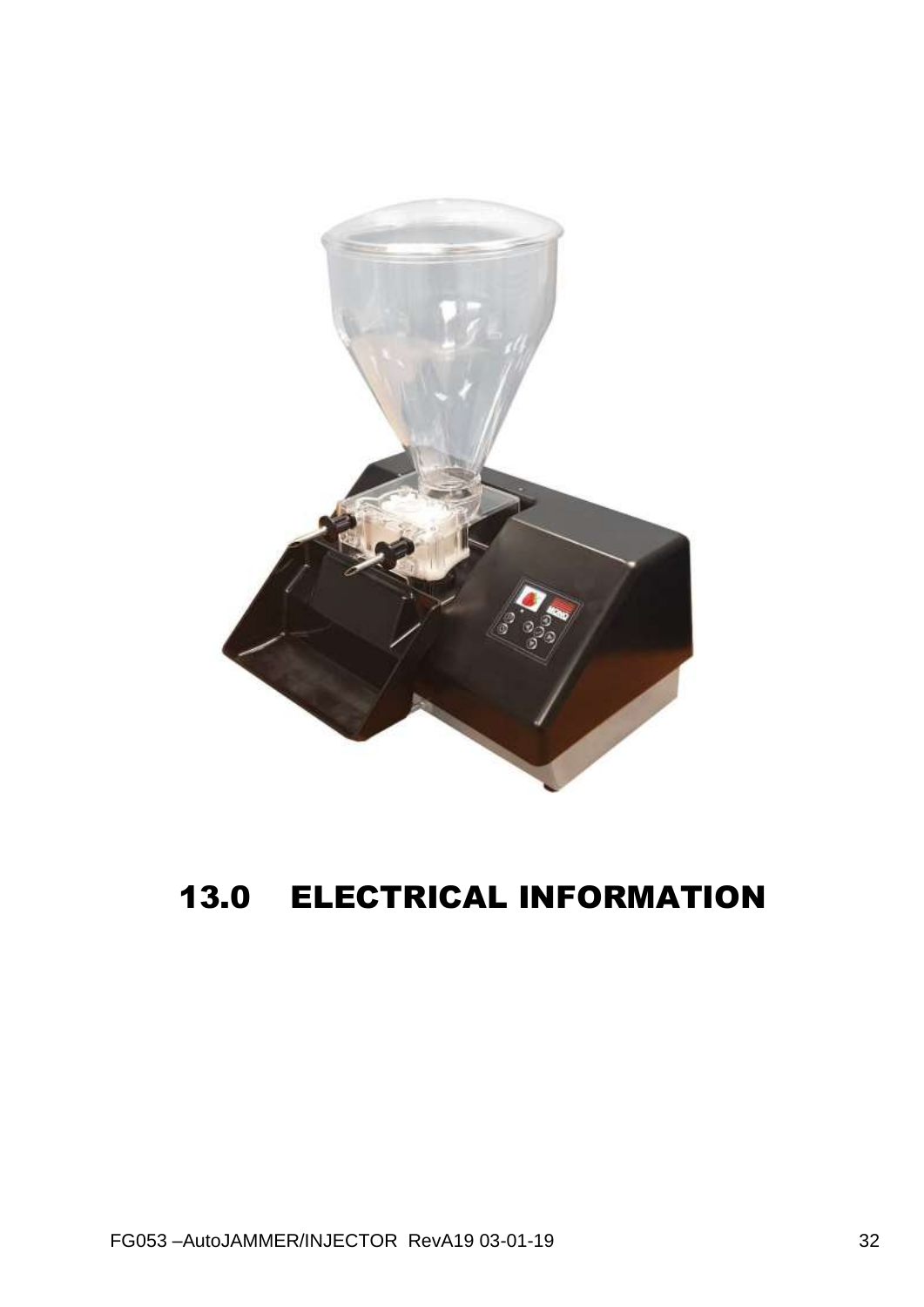# 13.0 ELECTRICAL INFORMATION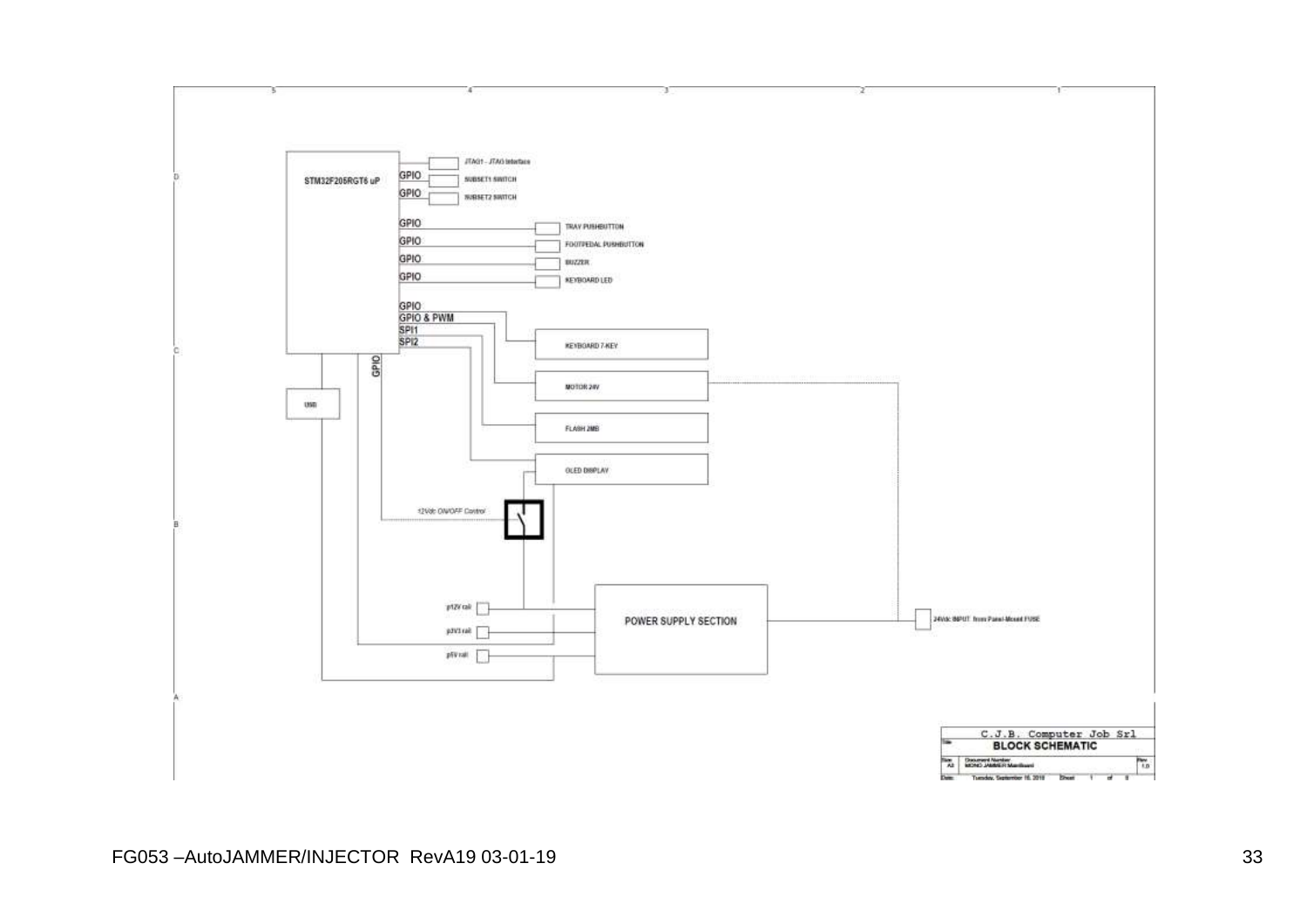STM32F205RGT6 uP

GPIO
GPIO
GPIO
GPIO
GPIO
GPIO
GPIO
GPIO & PWM
SPI1
SPI2
GPIO

JTAG1 - JTAG Interface
SUBSET1 SWITCH
SUBSET2 SWITCH
TRAY PUSHBUTTON
FOOTPEDAL PUSHBUTTON
BUZZER
KEYBOARD LED
KEYBOARD 7-KEY
MOTOR 24V
FLASH 2MB
OLED DISPLAY
USB
12Vdc ON/OFF Control
p12V rail
p3V3 rail
p5V rail
POWER SUPPLY SECTION
24Vdc INPUT from Panel-Mount FUSE

| C.J.B. Computer Job Srl | | |
|---|---|---|
| Title | BLOCK SCHEMATIC | |
| Size A3 | Document Number MONO JAMMER Mainboard | Rev 1.0 |
| Date: | Tuesday, September 18, 2018 | Sheet 1 of 8 |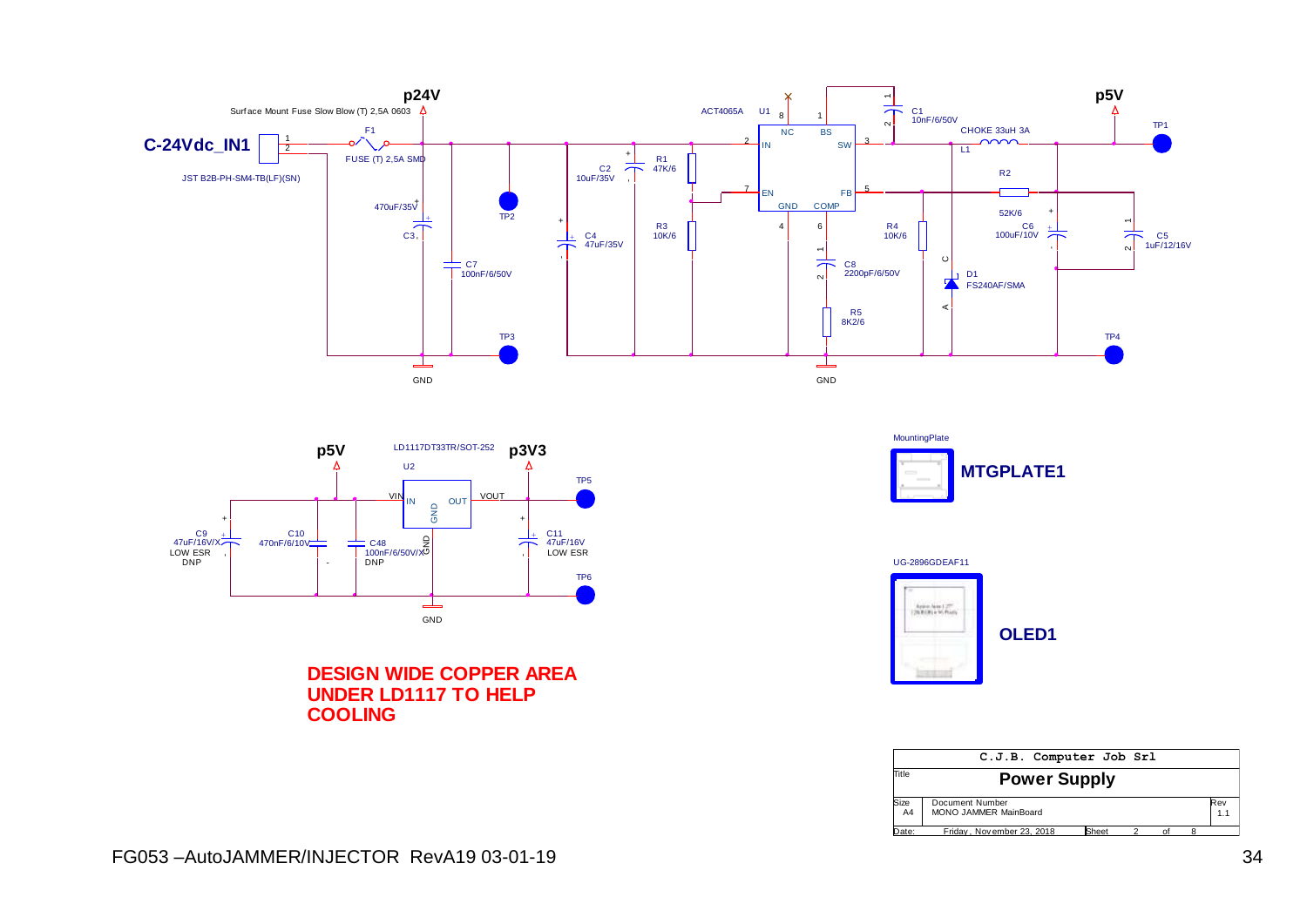**p24V**

Surface Mount Fuse Slow Blow (T) 2,5A 0603

**C-24Vdc_IN1**

F1 FUSE (T) 2,5A SMD

JST B2B-PH-SM4-TB(LF)(SN)

470uF/35V C3

C7 100nF/6/50V

TP2

TP3

GND

C4 47uF/35V

C2 10uF/35V

R1 47K/6

R3 10K/6

ACT4065A U1

NC BS IN SW EN FB GND COMP

C1 10nF/6/50V

CHOKE 33uH 3A L1

**p5V**

TP1

R2 52K/6

C6 100uF/10V

C5 1uF/12/16V

R4 10K/6

D1 FS240AF/SMA

C8 2200pF/6/50V

R5 8K2/6

TP4

GND

**p5V**

LD1117DT33TR/SOT-252

U2

**p3V3**

VIN IN OUT VOUT GND

TP5

C9 47uF/16V/X LOW ESR DNP

C10 470nF/6/10V

C48 100nF/6/50V/X DNP

C11 47uF/16V LOW ESR

TP6

GND

**DESIGN WIDE COPPER AREA UNDER LD1117 TO HELP COOLING**

MountingPlate

**MTGPLATE1**

UG-2896GDEAF11

**OLED1**

| C.J.B. Computer Job Srl | | |
|---|---|---|
| Title | **Power Supply** | |
| Size A4 | Document Number MONO JAMMER MainBoard | Rev 1.1 |
| Date: | Friday, November 23, 2018 | Sheet 2 of 8 |

FG053 –AutoJAMMER/INJECTOR RevA19 03-01-19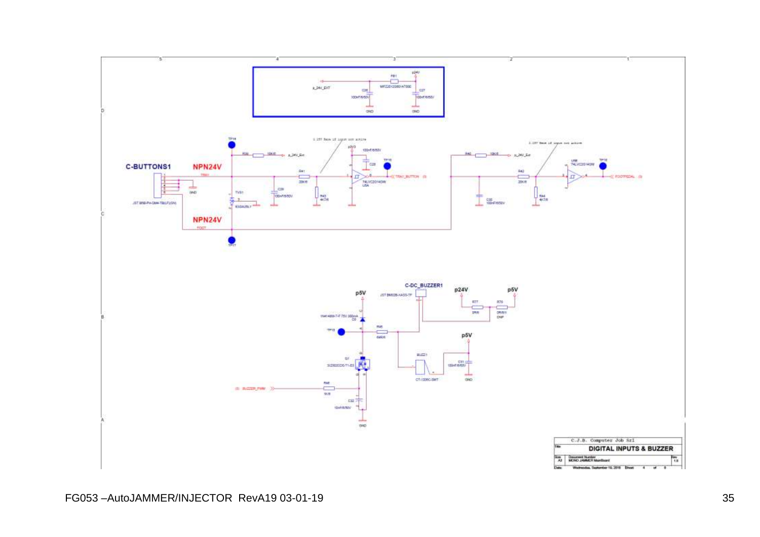**C-BUTTONS1**

**NPN24V**

**NPN24V**

**C-DC_BUZZER1**

**p24V**

**p5V**

**p5V**

**p5V**

| C.J.B. Computer Job Srl | |
|---|---|
| Title | **DIGITAL INPUTS & BUZZER** |
| Size: A3 | Document Number: MONO JAMMER MainBoard |
| Date: | Wednesday, September 19, 2018 |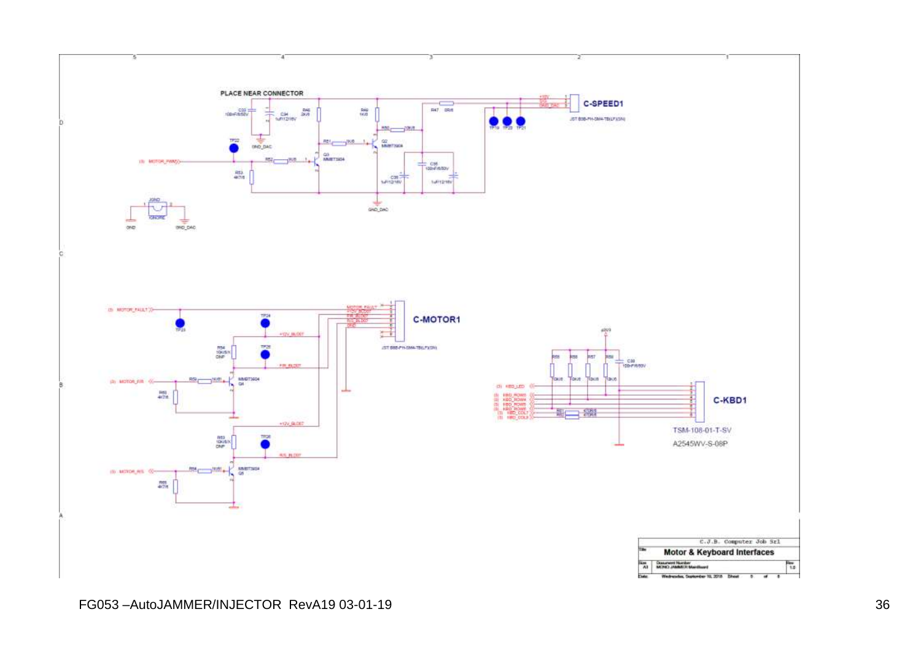PLACE NEAR CONNECTOR

C-SPEED1

JST B3B-PH-SM4-TB(LF)(SN)

C-MOTOR1

JST B8B-PH-SM4-TB(LF)(SN)

C-KBD1

TSM-108-01-T-SV

A2545WV-S-08P

| C.J.B. Computer Job Srl | |
|---|---|
| Title | Motor & Keyboard Interfaces |
| Size A3 | Document Number: MONO JAMMER Mainboard | Rev 1.0 |
| Date: Wednesday, September 19, 2018 | Sheet 5 of 6 |

FG053 –AutoJAMMER/INJECTOR RevA19 03-01-19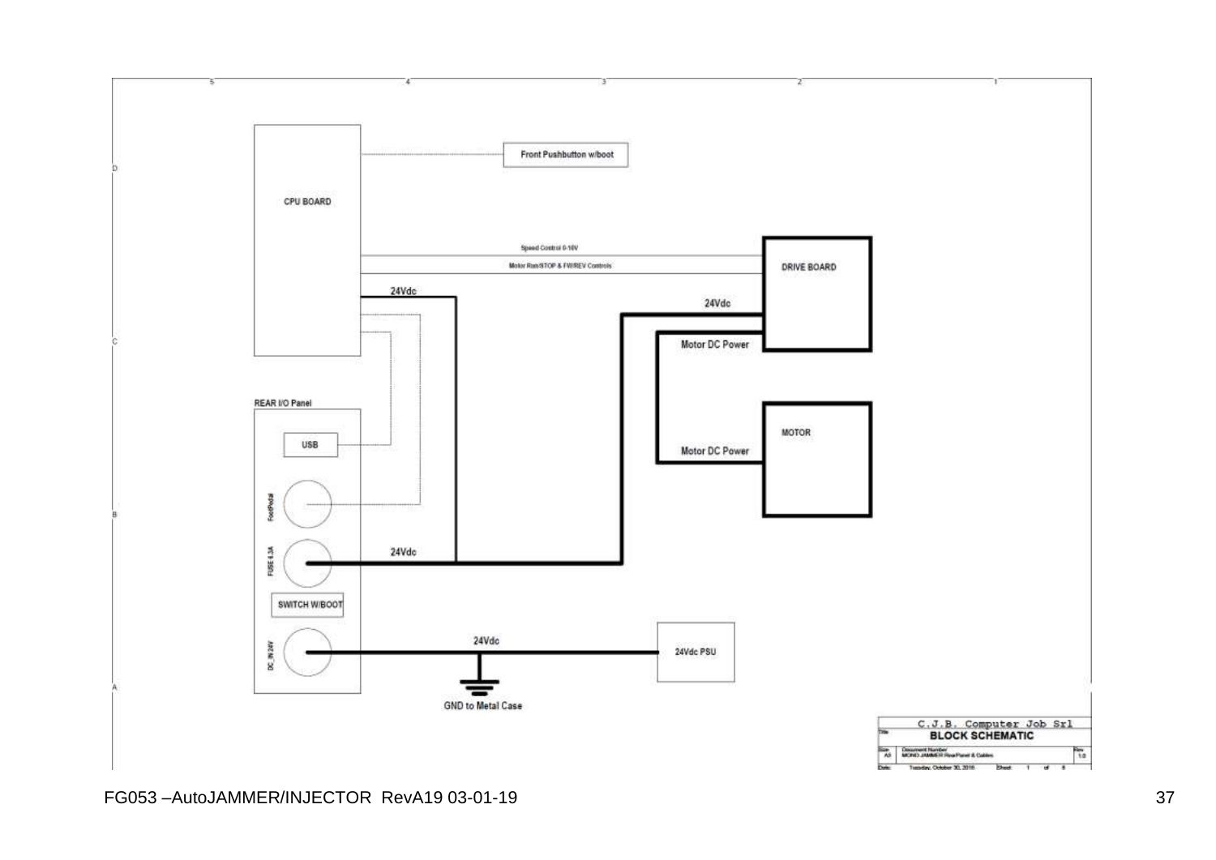CPU BOARD

Front Pushbutton w/boot

Speed Control 0-10V

Motor Run/STOP & FW/REV Controls

DRIVE BOARD

24Vdc

24Vdc

Motor DC Power

REAR I/O Panel

USB

MOTOR

Motor DC Power

FootPedal

FUSE 6.3A

24Vdc

SWITCH W/BOOT

DC_IN 24V

24Vdc

24Vdc PSU

GND to Metal Case

| C.J.B. Computer Job Srl | | |
|---|---|---|
| Title | BLOCK SCHEMATIC | |
| Size A3 | Document Number MONO JAMMER RearPanel & Cables | Rev 1.0 |
| Date: Tuesday, October 30, 2018 | Sheet 1 of 8 | |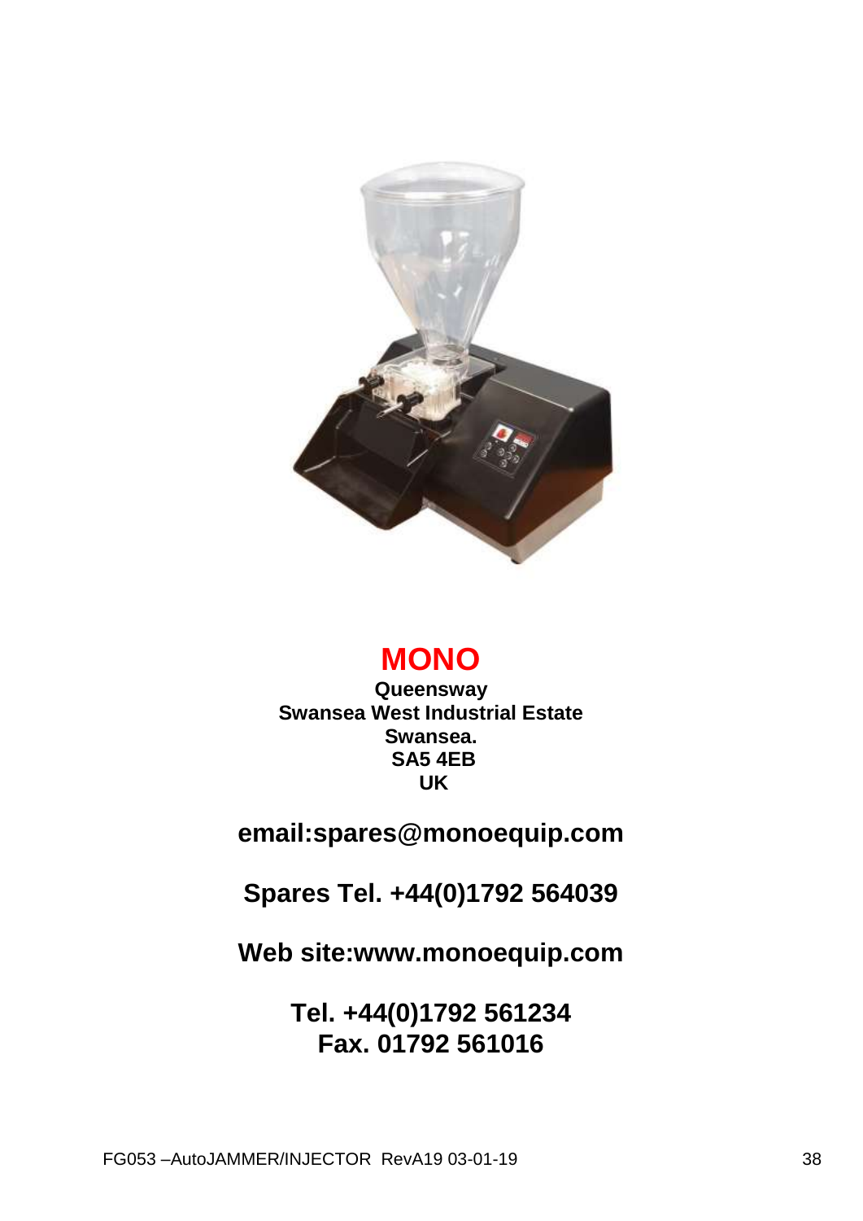# MONO

**Queensway**
**Swansea West Industrial Estate**
**Swansea.**
**SA5 4EB**
**UK**

**email:spares@monoequip.com**

**Spares Tel. +44(0)1792 564039**

**Web site:www.monoequip.com**

**Tel. +44(0)1792 561234**
**Fax. 01792 561016**